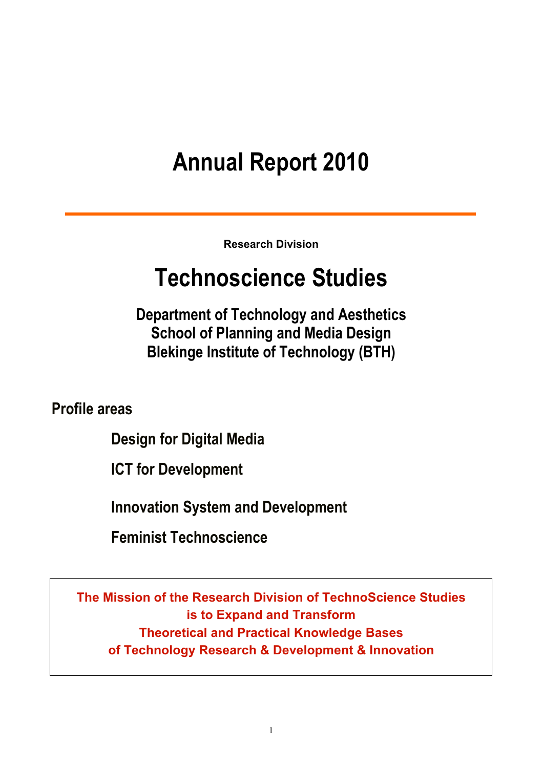# Annual Report 2010

**Research Division**

# Technoscience Studies

## Department of Technology and Aesthetics
## School of Planning and Media Design
## Blekinge Institute of Technology (BTH)

### Profile areas

- **Design for Digital Media**
- **ICT for Development**
- **Innovation System and Development**
- **Feminist Technoscience**

**The Mission of the Research Division of TechnoScience Studies is to Expand and Transform Theoretical and Practical Knowledge Bases of Technology Research & Development & Innovation**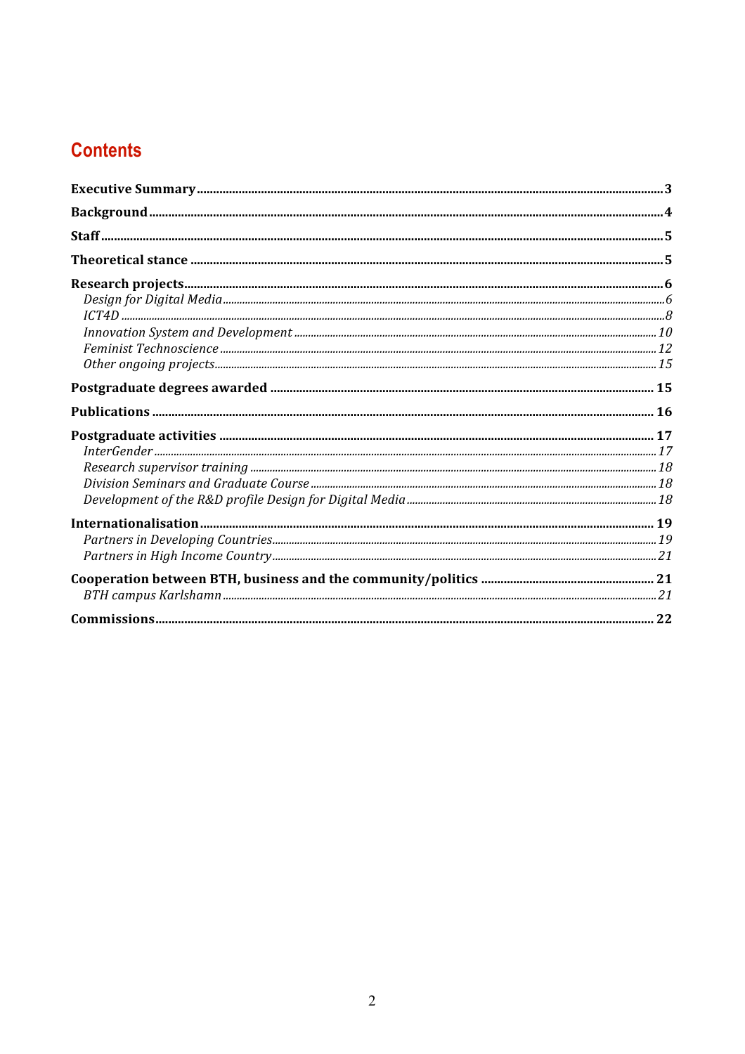# Contents

**Executive Summary** ..... **3**

**Background** ..... **4**

**Staff** ..... **5**

**Theoretical stance** ..... **5**

**Research projects** ..... **6**

*Design for Digital Media* ..... *6*

*ICT4D* ..... *8*

*Innovation System and Development* ..... *10*

*Feminist Technoscience* ..... *12*

*Other ongoing projects* ..... *15*

**Postgraduate degrees awarded** ..... **15**

**Publications** ..... **16**

**Postgraduate activities** ..... **17**

*InterGender* ..... *17*

*Research supervisor training* ..... *18*

*Division Seminars and Graduate Course* ..... *18*

*Development of the R&D profile Design for Digital Media* ..... *18*

**Internationalisation** ..... **19**

*Partners in Developing Countries* ..... *19*

*Partners in High Income Country* ..... *21*

**Cooperation between BTH, business and the community/politics** ..... **21**

*BTH campus Karlshamn* ..... *21*

**Commissions** ..... **22**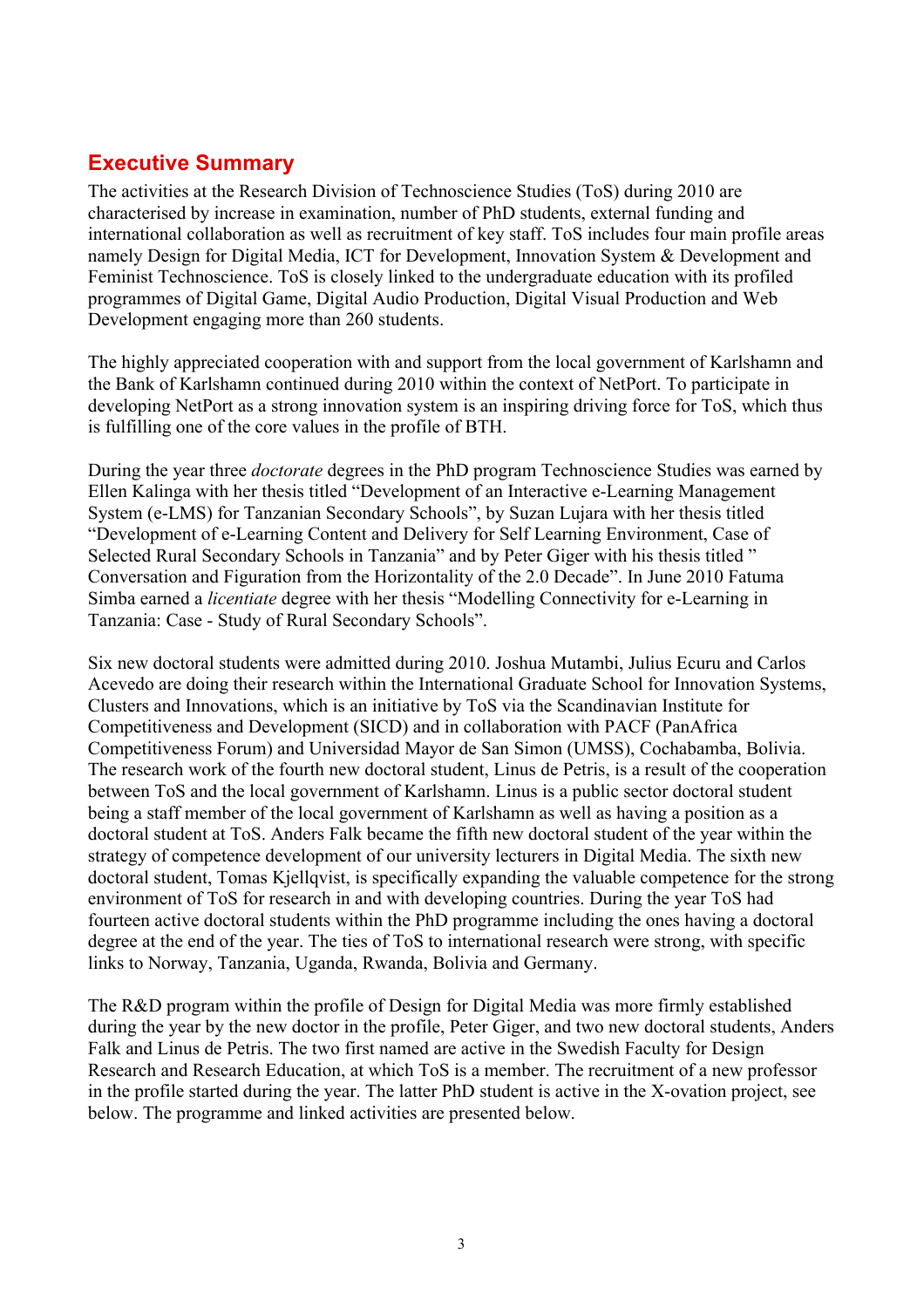## Executive Summary

The activities at the Research Division of Technoscience Studies (ToS) during 2010 are characterised by increase in examination, number of PhD students, external funding and international collaboration as well as recruitment of key staff. ToS includes four main profile areas namely Design for Digital Media, ICT for Development, Innovation System & Development and Feminist Technoscience. ToS is closely linked to the undergraduate education with its profiled programmes of Digital Game, Digital Audio Production, Digital Visual Production and Web Development engaging more than 260 students.

The highly appreciated cooperation with and support from the local government of Karlshamn and the Bank of Karlshamn continued during 2010 within the context of NetPort. To participate in developing NetPort as a strong innovation system is an inspiring driving force for ToS, which thus is fulfilling one of the core values in the profile of BTH.

During the year three *doctorate* degrees in the PhD program Technoscience Studies was earned by Ellen Kalinga with her thesis titled "Development of an Interactive e-Learning Management System (e-LMS) for Tanzanian Secondary Schools", by Suzan Lujara with her thesis titled "Development of e-Learning Content and Delivery for Self Learning Environment, Case of Selected Rural Secondary Schools in Tanzania" and by Peter Giger with his thesis titled " Conversation and Figuration from the Horizontality of the 2.0 Decade". In June 2010 Fatuma Simba earned a *licentiate* degree with her thesis "Modelling Connectivity for e-Learning in Tanzania: Case - Study of Rural Secondary Schools".

Six new doctoral students were admitted during 2010. Joshua Mutambi, Julius Ecuru and Carlos Acevedo are doing their research within the International Graduate School for Innovation Systems, Clusters and Innovations, which is an initiative by ToS via the Scandinavian Institute for Competitiveness and Development (SICD) and in collaboration with PACF (PanAfrica Competitiveness Forum) and Universidad Mayor de San Simon (UMSS), Cochabamba, Bolivia. The research work of the fourth new doctoral student, Linus de Petris, is a result of the cooperation between ToS and the local government of Karlshamn. Linus is a public sector doctoral student being a staff member of the local government of Karlshamn as well as having a position as a doctoral student at ToS. Anders Falk became the fifth new doctoral student of the year within the strategy of competence development of our university lecturers in Digital Media. The sixth new doctoral student, Tomas Kjellqvist, is specifically expanding the valuable competence for the strong environment of ToS for research in and with developing countries. During the year ToS had fourteen active doctoral students within the PhD programme including the ones having a doctoral degree at the end of the year. The ties of ToS to international research were strong, with specific links to Norway, Tanzania, Uganda, Rwanda, Bolivia and Germany.

The R&D program within the profile of Design for Digital Media was more firmly established during the year by the new doctor in the profile, Peter Giger, and two new doctoral students, Anders Falk and Linus de Petris. The two first named are active in the Swedish Faculty for Design Research and Research Education, at which ToS is a member. The recruitment of a new professor in the profile started during the year. The latter PhD student is active in the X-ovation project, see below. The programme and linked activities are presented below.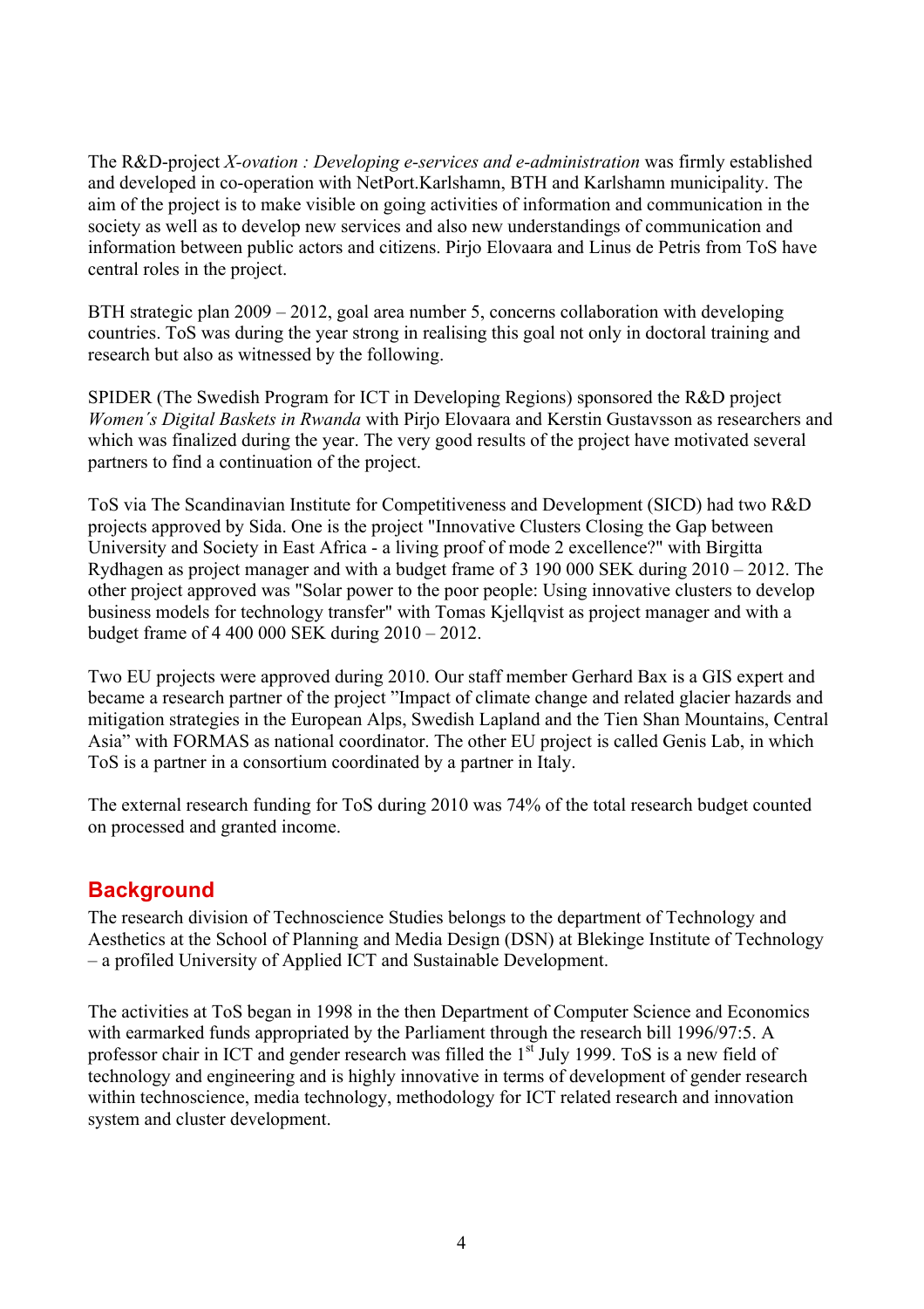The R&D-project *X-ovation : Developing e-services and e-administration* was firmly established and developed in co-operation with NetPort.Karlshamn, BTH and Karlshamn municipality. The aim of the project is to make visible on going activities of information and communication in the society as well as to develop new services and also new understandings of communication and information between public actors and citizens. Pirjo Elovaara and Linus de Petris from ToS have central roles in the project.

BTH strategic plan 2009 – 2012, goal area number 5, concerns collaboration with developing countries. ToS was during the year strong in realising this goal not only in doctoral training and research but also as witnessed by the following.

SPIDER (The Swedish Program for ICT in Developing Regions) sponsored the R&D project *Women´s Digital Baskets in Rwanda* with Pirjo Elovaara and Kerstin Gustavsson as researchers and which was finalized during the year. The very good results of the project have motivated several partners to find a continuation of the project.

ToS via The Scandinavian Institute for Competitiveness and Development (SICD) had two R&D projects approved by Sida. One is the project "Innovative Clusters Closing the Gap between University and Society in East Africa - a living proof of mode 2 excellence?" with Birgitta Rydhagen as project manager and with a budget frame of 3 190 000 SEK during 2010 – 2012. The other project approved was "Solar power to the poor people: Using innovative clusters to develop business models for technology transfer" with Tomas Kjellqvist as project manager and with a budget frame of 4 400 000 SEK during 2010 – 2012.

Two EU projects were approved during 2010. Our staff member Gerhard Bax is a GIS expert and became a research partner of the project "Impact of climate change and related glacier hazards and mitigation strategies in the European Alps, Swedish Lapland and the Tien Shan Mountains, Central Asia" with FORMAS as national coordinator. The other EU project is called Genis Lab, in which ToS is a partner in a consortium coordinated by a partner in Italy.

The external research funding for ToS during 2010 was 74% of the total research budget counted on processed and granted income.

## Background

The research division of Technoscience Studies belongs to the department of Technology and Aesthetics at the School of Planning and Media Design (DSN) at Blekinge Institute of Technology – a profiled University of Applied ICT and Sustainable Development.

The activities at ToS began in 1998 in the then Department of Computer Science and Economics with earmarked funds appropriated by the Parliament through the research bill 1996/97:5. A professor chair in ICT and gender research was filled the 1st July 1999. ToS is a new field of technology and engineering and is highly innovative in terms of development of gender research within technoscience, media technology, methodology for ICT related research and innovation system and cluster development.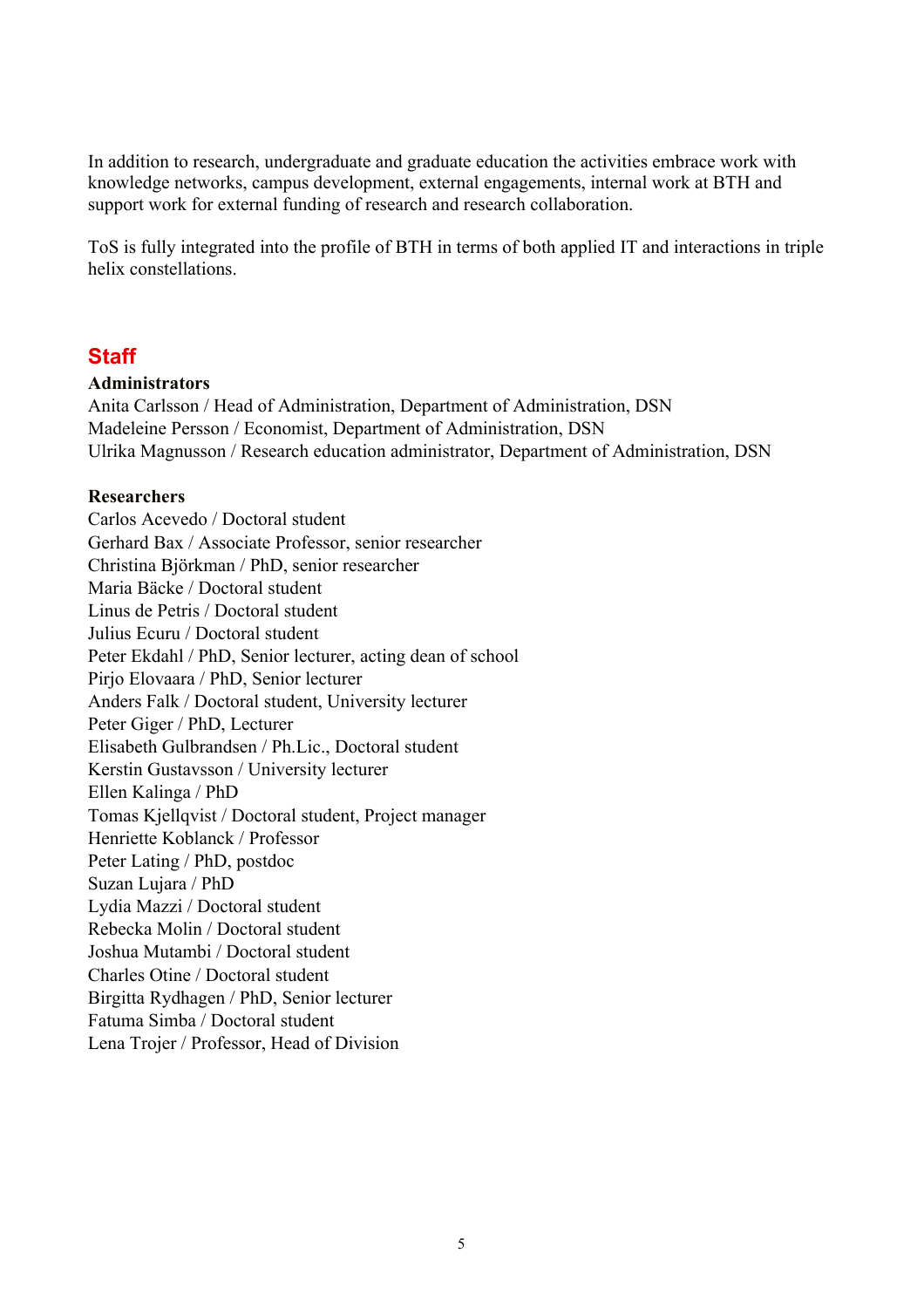In addition to research, undergraduate and graduate education the activities embrace work with knowledge networks, campus development, external engagements, internal work at BTH and support work for external funding of research and research collaboration.

ToS is fully integrated into the profile of BTH in terms of both applied IT and interactions in triple helix constellations.

## Staff

**Administrators**

Anita Carlsson / Head of Administration, Department of Administration, DSN
Madeleine Persson / Economist, Department of Administration, DSN
Ulrika Magnusson / Research education administrator, Department of Administration, DSN

**Researchers**

Carlos Acevedo / Doctoral student
Gerhard Bax / Associate Professor, senior researcher
Christina Björkman / PhD, senior researcher
Maria Bäcke / Doctoral student
Linus de Petris / Doctoral student
Julius Ecuru / Doctoral student
Peter Ekdahl / PhD, Senior lecturer, acting dean of school
Pirjo Elovaara / PhD, Senior lecturer
Anders Falk / Doctoral student, University lecturer
Peter Giger / PhD, Lecturer
Elisabeth Gulbrandsen / Ph.Lic., Doctoral student
Kerstin Gustavsson / University lecturer
Ellen Kalinga / PhD
Tomas Kjellqvist / Doctoral student, Project manager
Henriette Koblanck / Professor
Peter Lating / PhD, postdoc
Suzan Lujara / PhD
Lydia Mazzi / Doctoral student
Rebecka Molin / Doctoral student
Joshua Mutambi / Doctoral student
Charles Otine / Doctoral student
Birgitta Rydhagen / PhD, Senior lecturer
Fatuma Simba / Doctoral student
Lena Trojer / Professor, Head of Division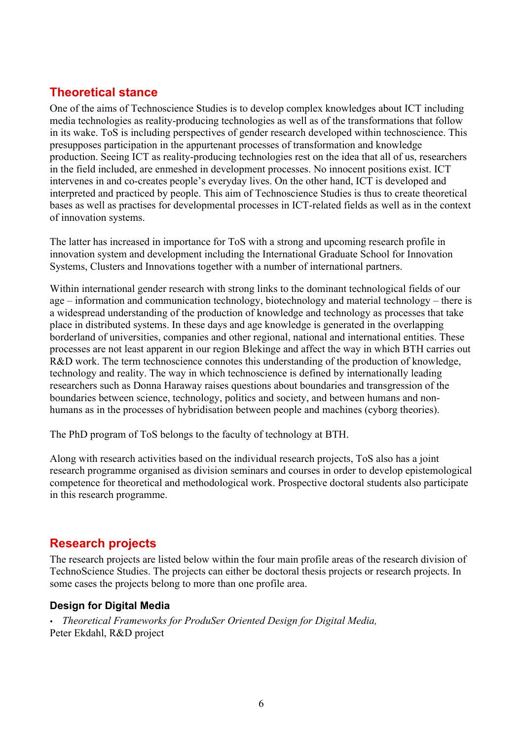## Theoretical stance

One of the aims of Technoscience Studies is to develop complex knowledges about ICT including media technologies as reality-producing technologies as well as of the transformations that follow in its wake. ToS is including perspectives of gender research developed within technoscience. This presupposes participation in the appurtenant processes of transformation and knowledge production. Seeing ICT as reality-producing technologies rest on the idea that all of us, researchers in the field included, are enmeshed in development processes. No innocent positions exist. ICT intervenes in and co-creates people's everyday lives. On the other hand, ICT is developed and interpreted and practiced by people. This aim of Technoscience Studies is thus to create theoretical bases as well as practises for developmental processes in ICT-related fields as well as in the context of innovation systems.

The latter has increased in importance for ToS with a strong and upcoming research profile in innovation system and development including the International Graduate School for Innovation Systems, Clusters and Innovations together with a number of international partners.

Within international gender research with strong links to the dominant technological fields of our age – information and communication technology, biotechnology and material technology – there is a widespread understanding of the production of knowledge and technology as processes that take place in distributed systems. In these days and age knowledge is generated in the overlapping borderland of universities, companies and other regional, national and international entities. These processes are not least apparent in our region Blekinge and affect the way in which BTH carries out R&D work. The term technoscience connotes this understanding of the production of knowledge, technology and reality. The way in which technoscience is defined by internationally leading researchers such as Donna Haraway raises questions about boundaries and transgression of the boundaries between science, technology, politics and society, and between humans and non-humans as in the processes of hybridisation between people and machines (cyborg theories).

The PhD program of ToS belongs to the faculty of technology at BTH.

Along with research activities based on the individual research projects, ToS also has a joint research programme organised as division seminars and courses in order to develop epistemological competence for theoretical and methodological work. Prospective doctoral students also participate in this research programme.

## Research projects

The research projects are listed below within the four main profile areas of the research division of TechnoScience Studies. The projects can either be doctoral thesis projects or research projects. In some cases the projects belong to more than one profile area.

### Design for Digital Media

- *Theoretical Frameworks for ProduSer Oriented Design for Digital Media,* Peter Ekdahl, R&D project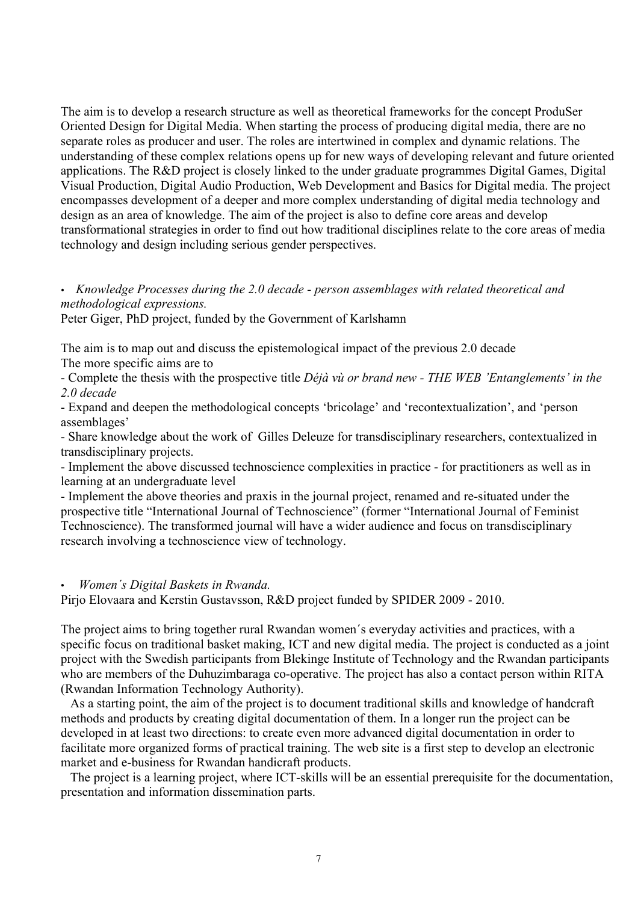The aim is to develop a research structure as well as theoretical frameworks for the concept ProduSer Oriented Design for Digital Media. When starting the process of producing digital media, there are no separate roles as producer and user. The roles are intertwined in complex and dynamic relations. The understanding of these complex relations opens up for new ways of developing relevant and future oriented applications. The R&D project is closely linked to the under graduate programmes Digital Games, Digital Visual Production, Digital Audio Production, Web Development and Basics for Digital media. The project encompasses development of a deeper and more complex understanding of digital media technology and design as an area of knowledge. The aim of the project is also to define core areas and develop transformational strategies in order to find out how traditional disciplines relate to the core areas of media technology and design including serious gender perspectives.

- *Knowledge Processes during the 2.0 decade - person assemblages with related theoretical and methodological expressions.*

Peter Giger, PhD project, funded by the Government of Karlshamn

The aim is to map out and discuss the epistemological impact of the previous 2.0 decade
The more specific aims are to

- Complete the thesis with the prospective title *Déjà vù or brand new - THE WEB 'Entanglements' in the 2.0 decade*
- Expand and deepen the methodological concepts 'bricolage' and 'recontextualization', and 'person assemblages'
- Share knowledge about the work of Gilles Deleuze for transdisciplinary researchers, contextualized in transdisciplinary projects.
- Implement the above discussed technoscience complexities in practice - for practitioners as well as in learning at an undergraduate level
- Implement the above theories and praxis in the journal project, renamed and re-situated under the prospective title "International Journal of Technoscience" (former "International Journal of Feminist Technoscience). The transformed journal will have a wider audience and focus on transdisciplinary research involving a technoscience view of technology.

- *Women´s Digital Baskets in Rwanda.*

Pirjo Elovaara and Kerstin Gustavsson, R&D project funded by SPIDER 2009 - 2010.

The project aims to bring together rural Rwandan women´s everyday activities and practices, with a specific focus on traditional basket making, ICT and new digital media. The project is conducted as a joint project with the Swedish participants from Blekinge Institute of Technology and the Rwandan participants who are members of the Duhuzimbaraga co-operative. The project has also a contact person within RITA (Rwandan Information Technology Authority).

As a starting point, the aim of the project is to document traditional skills and knowledge of handcraft methods and products by creating digital documentation of them. In a longer run the project can be developed in at least two directions: to create even more advanced digital documentation in order to facilitate more organized forms of practical training. The web site is a first step to develop an electronic market and e-business for Rwandan handicraft products.

The project is a learning project, where ICT-skills will be an essential prerequisite for the documentation, presentation and information dissemination parts.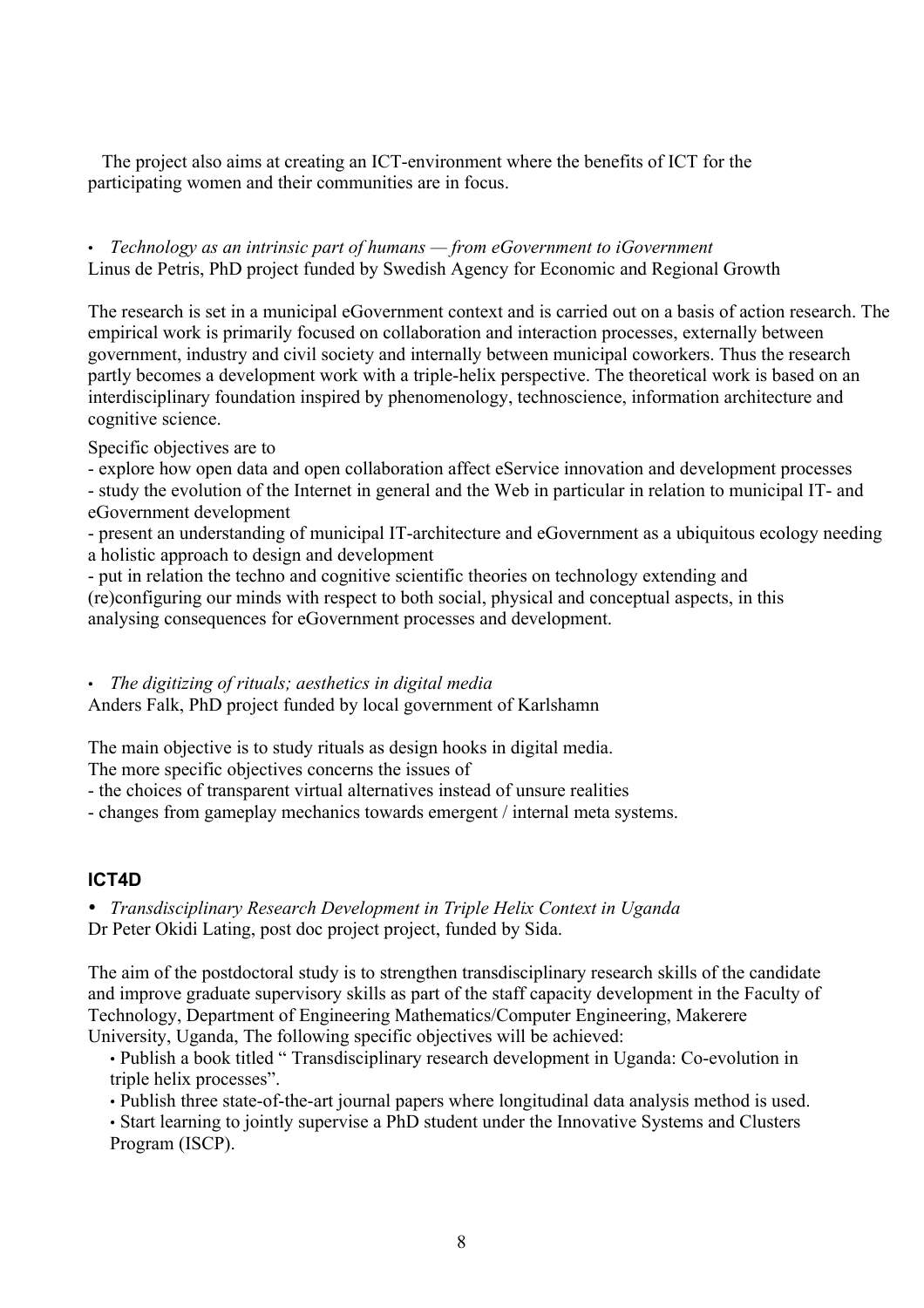The project also aims at creating an ICT-environment where the benefits of ICT for the participating women and their communities are in focus.

- *Technology as an intrinsic part of humans — from eGovernment to iGovernment*

Linus de Petris, PhD project funded by Swedish Agency for Economic and Regional Growth

The research is set in a municipal eGovernment context and is carried out on a basis of action research. The empirical work is primarily focused on collaboration and interaction processes, externally between government, industry and civil society and internally between municipal coworkers. Thus the research partly becomes a development work with a triple-helix perspective. The theoretical work is based on an interdisciplinary foundation inspired by phenomenology, technoscience, information architecture and cognitive science.

Specific objectives are to

- explore how open data and open collaboration affect eService innovation and development processes
- study the evolution of the Internet in general and the Web in particular in relation to municipal IT- and eGovernment development
- present an understanding of municipal IT-architecture and eGovernment as a ubiquitous ecology needing a holistic approach to design and development
- put in relation the techno and cognitive scientific theories on technology extending and (re)configuring our minds with respect to both social, physical and conceptual aspects, in this analysing consequences for eGovernment processes and development.

- *The digitizing of rituals; aesthetics in digital media*

Anders Falk, PhD project funded by local government of Karlshamn

The main objective is to study rituals as design hooks in digital media.
The more specific objectives concerns the issues of

- the choices of transparent virtual alternatives instead of unsure realities
- changes from gameplay mechanics towards emergent / internal meta systems.

### ICT4D

- *Transdisciplinary Research Development in Triple Helix Context in Uganda*

Dr Peter Okidi Lating, post doc project project, funded by Sida.

The aim of the postdoctoral study is to strengthen transdisciplinary research skills of the candidate and improve graduate supervisory skills as part of the staff capacity development in the Faculty of Technology, Department of Engineering Mathematics/Computer Engineering, Makerere University, Uganda, The following specific objectives will be achieved:

- Publish a book titled " Transdisciplinary research development in Uganda: Co-evolution in triple helix processes".
- Publish three state-of-the-art journal papers where longitudinal data analysis method is used.
- Start learning to jointly supervise a PhD student under the Innovative Systems and Clusters Program (ISCP).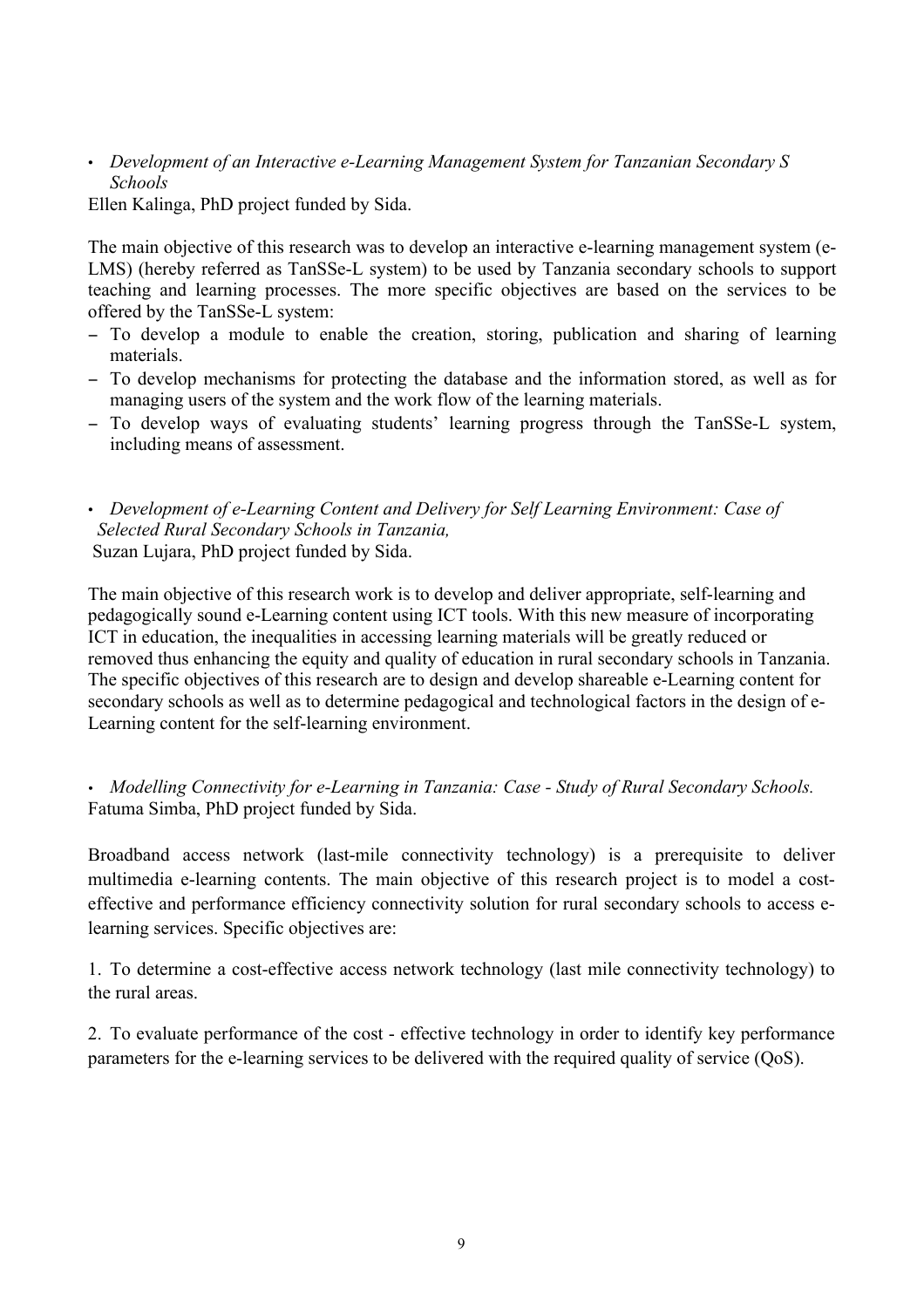- *Development of an Interactive e-Learning Management System for Tanzanian Secondary S Schools*

Ellen Kalinga, PhD project funded by Sida.

The main objective of this research was to develop an interactive e-learning management system (e-LMS) (hereby referred as TanSSe-L system) to be used by Tanzania secondary schools to support teaching and learning processes. The more specific objectives are based on the services to be offered by the TanSSe-L system:

- To develop a module to enable the creation, storing, publication and sharing of learning materials.
- To develop mechanisms for protecting the database and the information stored, as well as for managing users of the system and the work flow of the learning materials.
- To develop ways of evaluating students' learning progress through the TanSSe-L system, including means of assessment.

- *Development of e-Learning Content and Delivery for Self Learning Environment: Case of Selected Rural Secondary Schools in Tanzania,*

Suzan Lujara, PhD project funded by Sida.

The main objective of this research work is to develop and deliver appropriate, self-learning and pedagogically sound e-Learning content using ICT tools. With this new measure of incorporating ICT in education, the inequalities in accessing learning materials will be greatly reduced or removed thus enhancing the equity and quality of education in rural secondary schools in Tanzania. The specific objectives of this research are to design and develop shareable e-Learning content for secondary schools as well as to determine pedagogical and technological factors in the design of e-Learning content for the self-learning environment.

- *Modelling Connectivity for e-Learning in Tanzania: Case - Study of Rural Secondary Schools.*

Fatuma Simba, PhD project funded by Sida.

Broadband access network (last-mile connectivity technology) is a prerequisite to deliver multimedia e-learning contents. The main objective of this research project is to model a cost-effective and performance efficiency connectivity solution for rural secondary schools to access e-learning services. Specific objectives are:

1. To determine a cost-effective access network technology (last mile connectivity technology) to the rural areas.

2. To evaluate performance of the cost - effective technology in order to identify key performance parameters for the e-learning services to be delivered with the required quality of service (QoS).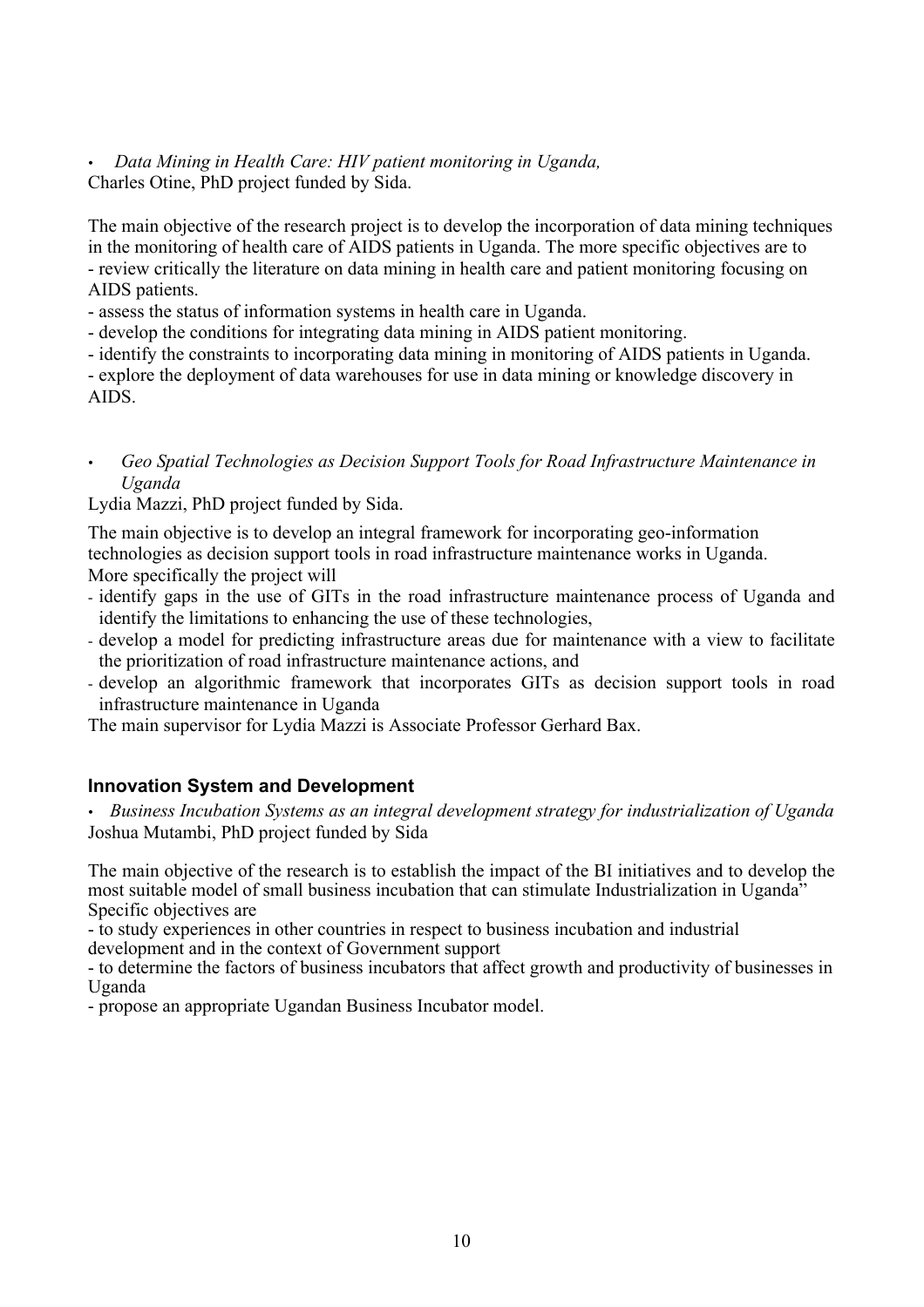- *Data Mining in Health Care: HIV patient monitoring in Uganda,*

Charles Otine, PhD project funded by Sida.

The main objective of the research project is to develop the incorporation of data mining techniques in the monitoring of health care of AIDS patients in Uganda. The more specific objectives are to
- review critically the literature on data mining in health care and patient monitoring focusing on AIDS patients.
- assess the status of information systems in health care in Uganda.
- develop the conditions for integrating data mining in AIDS patient monitoring.
- identify the constraints to incorporating data mining in monitoring of AIDS patients in Uganda.
- explore the deployment of data warehouses for use in data mining or knowledge discovery in AIDS.

- *Geo Spatial Technologies as Decision Support Tools for Road Infrastructure Maintenance in Uganda*

Lydia Mazzi, PhD project funded by Sida.

The main objective is to develop an integral framework for incorporating geo-information technologies as decision support tools in road infrastructure maintenance works in Uganda. More specifically the project will
- identify gaps in the use of GITs in the road infrastructure maintenance process of Uganda and identify the limitations to enhancing the use of these technologies,
- develop a model for predicting infrastructure areas due for maintenance with a view to facilitate the prioritization of road infrastructure maintenance actions, and
- develop an algorithmic framework that incorporates GITs as decision support tools in road infrastructure maintenance in Uganda

The main supervisor for Lydia Mazzi is Associate Professor Gerhard Bax.

### Innovation System and Development

- *Business Incubation Systems as an integral development strategy for industrialization of Uganda*

Joshua Mutambi, PhD project funded by Sida

The main objective of the research is to establish the impact of the BI initiatives and to develop the most suitable model of small business incubation that can stimulate Industrialization in Uganda"
Specific objectives are
- to study experiences in other countries in respect to business incubation and industrial development and in the context of Government support
- to determine the factors of business incubators that affect growth and productivity of businesses in Uganda
- propose an appropriate Ugandan Business Incubator model.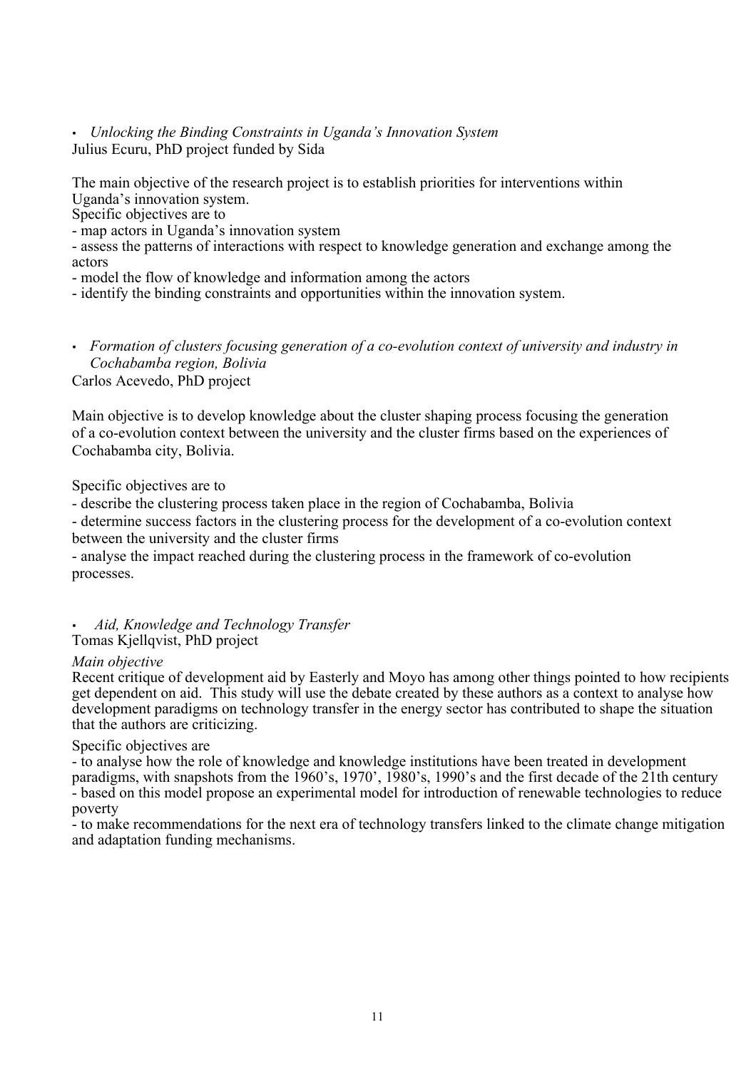- *Unlocking the Binding Constraints in Uganda's Innovation System*

Julius Ecuru, PhD project funded by Sida

The main objective of the research project is to establish priorities for interventions within Uganda's innovation system.

Specific objectives are to

- map actors in Uganda's innovation system
- assess the patterns of interactions with respect to knowledge generation and exchange among the actors
- model the flow of knowledge and information among the actors
- identify the binding constraints and opportunities within the innovation system.

- *Formation of clusters focusing generation of a co-evolution context of university and industry in Cochabamba region, Bolivia*

Carlos Acevedo, PhD project

Main objective is to develop knowledge about the cluster shaping process focusing the generation of a co-evolution context between the university and the cluster firms based on the experiences of Cochabamba city, Bolivia.

Specific objectives are to

- describe the clustering process taken place in the region of Cochabamba, Bolivia
- determine success factors in the clustering process for the development of a co-evolution context between the university and the cluster firms
- analyse the impact reached during the clustering process in the framework of co-evolution processes.

- *Aid, Knowledge and Technology Transfer*

Tomas Kjellqvist, PhD project

*Main objective*

Recent critique of development aid by Easterly and Moyo has among other things pointed to how recipients get dependent on aid. This study will use the debate created by these authors as a context to analyse how development paradigms on technology transfer in the energy sector has contributed to shape the situation that the authors are criticizing.

Specific objectives are

- to analyse how the role of knowledge and knowledge institutions have been treated in development paradigms, with snapshots from the 1960's, 1970', 1980's, 1990's and the first decade of the 21th century
- based on this model propose an experimental model for introduction of renewable technologies to reduce poverty
- to make recommendations for the next era of technology transfers linked to the climate change mitigation and adaptation funding mechanisms.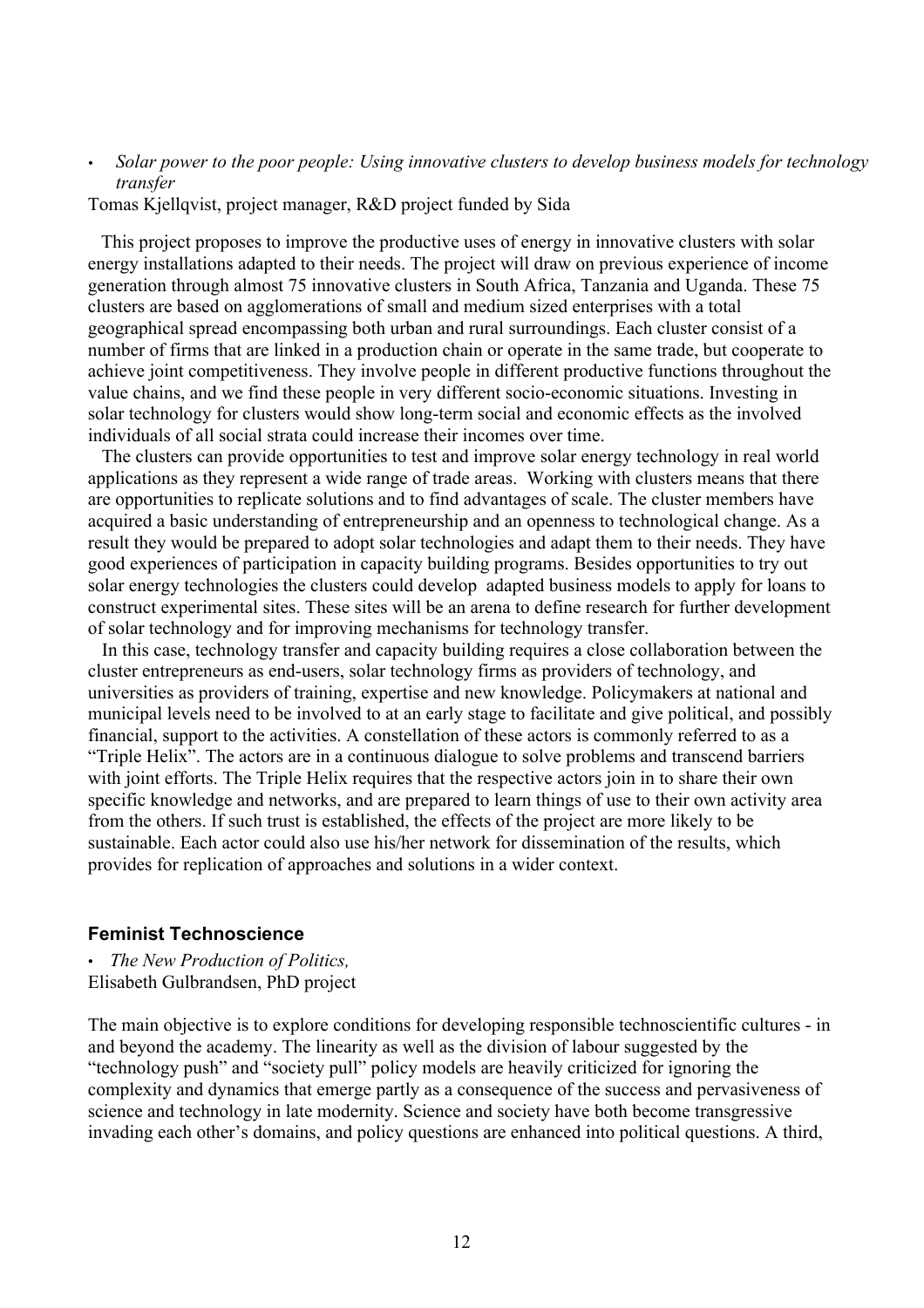- *Solar power to the poor people: Using innovative clusters to develop business models for technology transfer*

Tomas Kjellqvist, project manager, R&D project funded by Sida

This project proposes to improve the productive uses of energy in innovative clusters with solar energy installations adapted to their needs. The project will draw on previous experience of income generation through almost 75 innovative clusters in South Africa, Tanzania and Uganda. These 75 clusters are based on agglomerations of small and medium sized enterprises with a total geographical spread encompassing both urban and rural surroundings. Each cluster consist of a number of firms that are linked in a production chain or operate in the same trade, but cooperate to achieve joint competitiveness. They involve people in different productive functions throughout the value chains, and we find these people in very different socio-economic situations. Investing in solar technology for clusters would show long-term social and economic effects as the involved individuals of all social strata could increase their incomes over time.

The clusters can provide opportunities to test and improve solar energy technology in real world applications as they represent a wide range of trade areas. Working with clusters means that there are opportunities to replicate solutions and to find advantages of scale. The cluster members have acquired a basic understanding of entrepreneurship and an openness to technological change. As a result they would be prepared to adopt solar technologies and adapt them to their needs. They have good experiences of participation in capacity building programs. Besides opportunities to try out solar energy technologies the clusters could develop adapted business models to apply for loans to construct experimental sites. These sites will be an arena to define research for further development of solar technology and for improving mechanisms for technology transfer.

In this case, technology transfer and capacity building requires a close collaboration between the cluster entrepreneurs as end-users, solar technology firms as providers of technology, and universities as providers of training, expertise and new knowledge. Policymakers at national and municipal levels need to be involved to at an early stage to facilitate and give political, and possibly financial, support to the activities. A constellation of these actors is commonly referred to as a "Triple Helix". The actors are in a continuous dialogue to solve problems and transcend barriers with joint efforts. The Triple Helix requires that the respective actors join in to share their own specific knowledge and networks, and are prepared to learn things of use to their own activity area from the others. If such trust is established, the effects of the project are more likely to be sustainable. Each actor could also use his/her network for dissemination of the results, which provides for replication of approaches and solutions in a wider context.

## Feminist Technoscience

- *The New Production of Politics,*

Elisabeth Gulbrandsen, PhD project

The main objective is to explore conditions for developing responsible technoscientific cultures - in and beyond the academy. The linearity as well as the division of labour suggested by the "technology push" and "society pull" policy models are heavily criticized for ignoring the complexity and dynamics that emerge partly as a consequence of the success and pervasiveness of science and technology in late modernity. Science and society have both become transgressive invading each other's domains, and policy questions are enhanced into political questions. A third,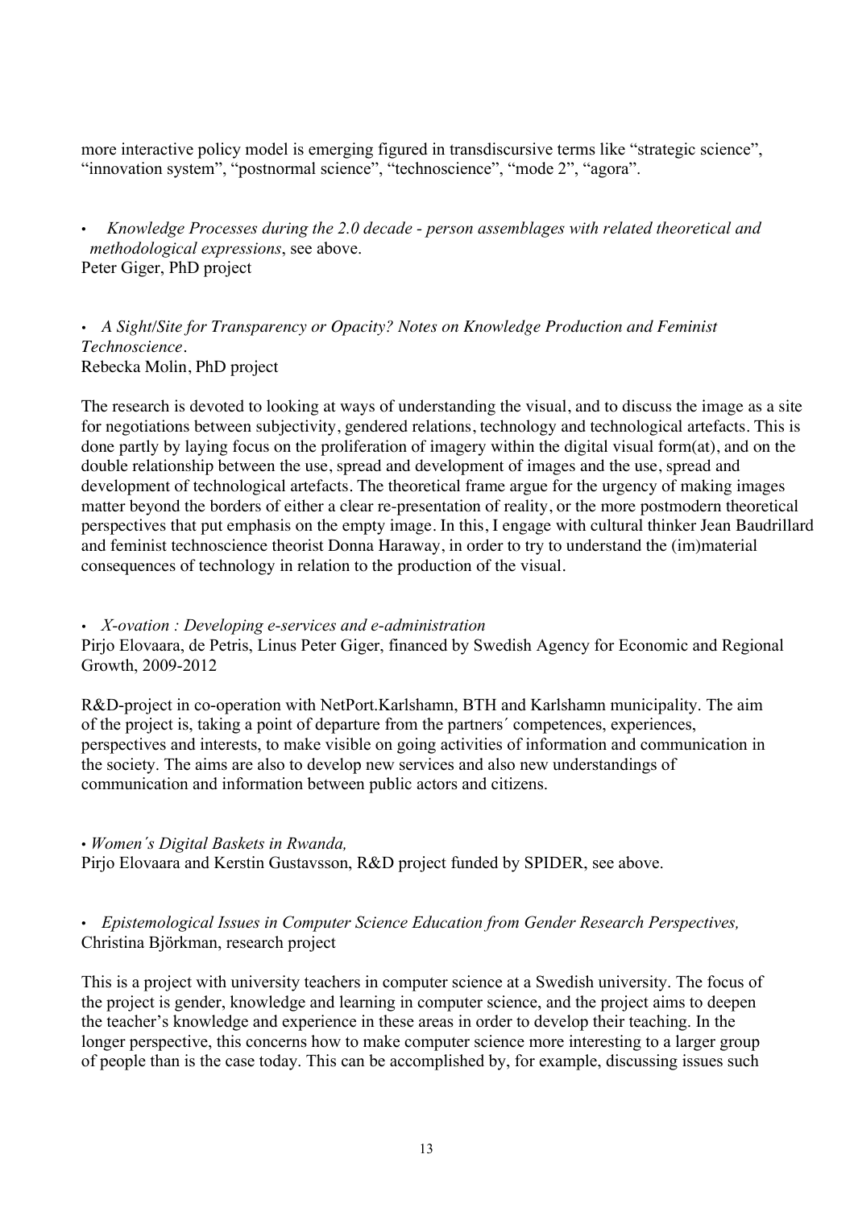more interactive policy model is emerging figured in transdiscursive terms like "strategic science", "innovation system", "postnormal science", "technoscience", "mode 2", "agora".

- *Knowledge Processes during the 2.0 decade - person assemblages with related theoretical and methodological expressions*, see above.

Peter Giger, PhD project

- *A Sight/Site for Transparency or Opacity? Notes on Knowledge Production and Feminist Technoscience*.

Rebecka Molin, PhD project

The research is devoted to looking at ways of understanding the visual, and to discuss the image as a site for negotiations between subjectivity, gendered relations, technology and technological artefacts. This is done partly by laying focus on the proliferation of imagery within the digital visual form(at), and on the double relationship between the use, spread and development of images and the use, spread and development of technological artefacts. The theoretical frame argue for the urgency of making images matter beyond the borders of either a clear re-presentation of reality, or the more postmodern theoretical perspectives that put emphasis on the empty image. In this, I engage with cultural thinker Jean Baudrillard and feminist technoscience theorist Donna Haraway, in order to try to understand the (im)material consequences of technology in relation to the production of the visual.

- *X-ovation : Developing e-services and e-administration*

Pirjo Elovaara, de Petris, Linus Peter Giger, financed by Swedish Agency for Economic and Regional Growth, 2009-2012

R&D-project in co-operation with NetPort.Karlshamn, BTH and Karlshamn municipality. The aim of the project is, taking a point of departure from the partners´ competences, experiences, perspectives and interests, to make visible on going activities of information and communication in the society. The aims are also to develop new services and also new understandings of communication and information between public actors and citizens.

- *Women´s Digital Baskets in Rwanda,*

Pirjo Elovaara and Kerstin Gustavsson, R&D project funded by SPIDER, see above.

- *Epistemological Issues in Computer Science Education from Gender Research Perspectives,*

Christina Björkman, research project

This is a project with university teachers in computer science at a Swedish university. The focus of the project is gender, knowledge and learning in computer science, and the project aims to deepen the teacher's knowledge and experience in these areas in order to develop their teaching. In the longer perspective, this concerns how to make computer science more interesting to a larger group of people than is the case today. This can be accomplished by, for example, discussing issues such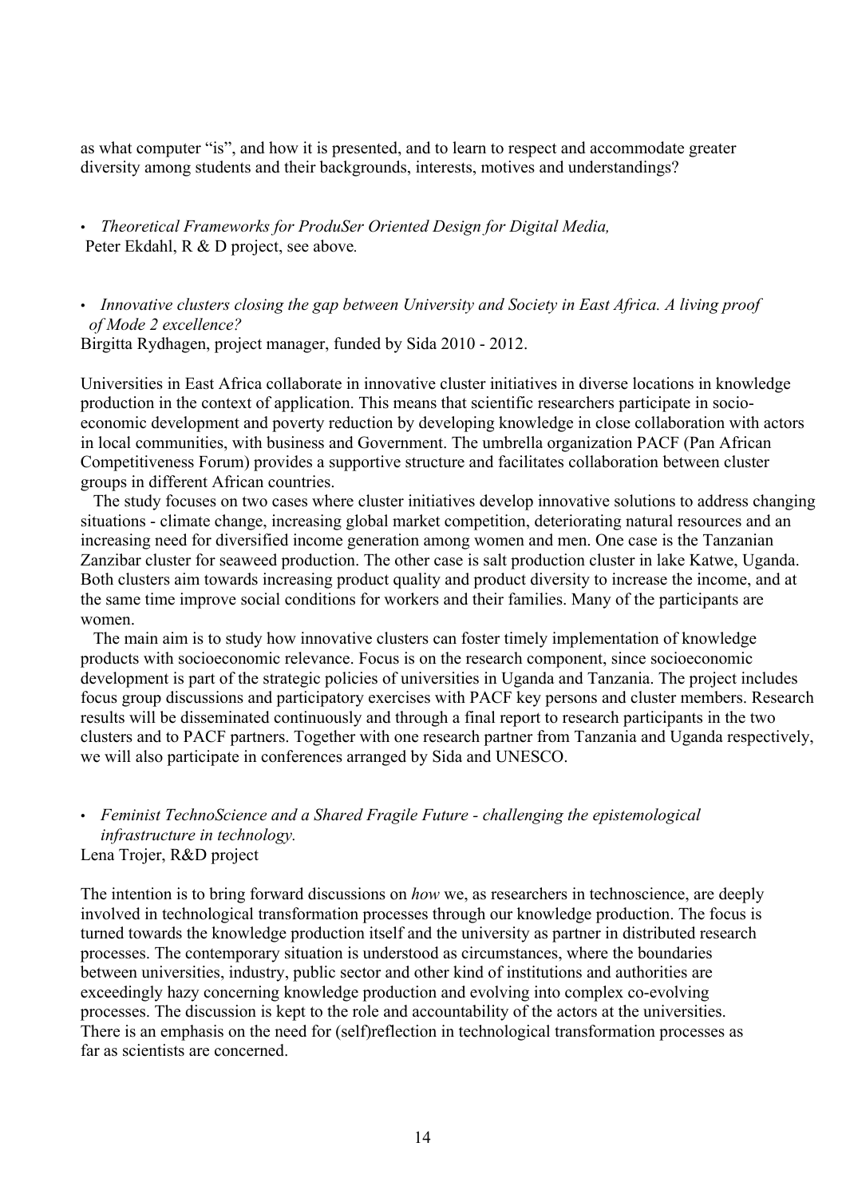as what computer "is", and how it is presented, and to learn to respect and accommodate greater diversity among students and their backgrounds, interests, motives and understandings?

- *Theoretical Frameworks for ProduSer Oriented Design for Digital Media,*
  Peter Ekdahl, R & D project, see above.

- *Innovative clusters closing the gap between University and Society in East Africa. A living proof of Mode 2 excellence?*
  Birgitta Rydhagen, project manager, funded by Sida 2010 - 2012.

Universities in East Africa collaborate in innovative cluster initiatives in diverse locations in knowledge production in the context of application. This means that scientific researchers participate in socio-economic development and poverty reduction by developing knowledge in close collaboration with actors in local communities, with business and Government. The umbrella organization PACF (Pan African Competitiveness Forum) provides a supportive structure and facilitates collaboration between cluster groups in different African countries.

The study focuses on two cases where cluster initiatives develop innovative solutions to address changing situations - climate change, increasing global market competition, deteriorating natural resources and an increasing need for diversified income generation among women and men. One case is the Tanzanian Zanzibar cluster for seaweed production. The other case is salt production cluster in lake Katwe, Uganda. Both clusters aim towards increasing product quality and product diversity to increase the income, and at the same time improve social conditions for workers and their families. Many of the participants are women.

The main aim is to study how innovative clusters can foster timely implementation of knowledge products with socioeconomic relevance. Focus is on the research component, since socioeconomic development is part of the strategic policies of universities in Uganda and Tanzania. The project includes focus group discussions and participatory exercises with PACF key persons and cluster members. Research results will be disseminated continuously and through a final report to research participants in the two clusters and to PACF partners. Together with one research partner from Tanzania and Uganda respectively, we will also participate in conferences arranged by Sida and UNESCO.

- *Feminist TechnoScience and a Shared Fragile Future - challenging the epistemological infrastructure in technology.*
  Lena Trojer, R&D project

The intention is to bring forward discussions on *how* we, as researchers in technoscience, are deeply involved in technological transformation processes through our knowledge production. The focus is turned towards the knowledge production itself and the university as partner in distributed research processes. The contemporary situation is understood as circumstances, where the boundaries between universities, industry, public sector and other kind of institutions and authorities are exceedingly hazy concerning knowledge production and evolving into complex co-evolving processes. The discussion is kept to the role and accountability of the actors at the universities. There is an emphasis on the need for (self)reflection in technological transformation processes as far as scientists are concerned.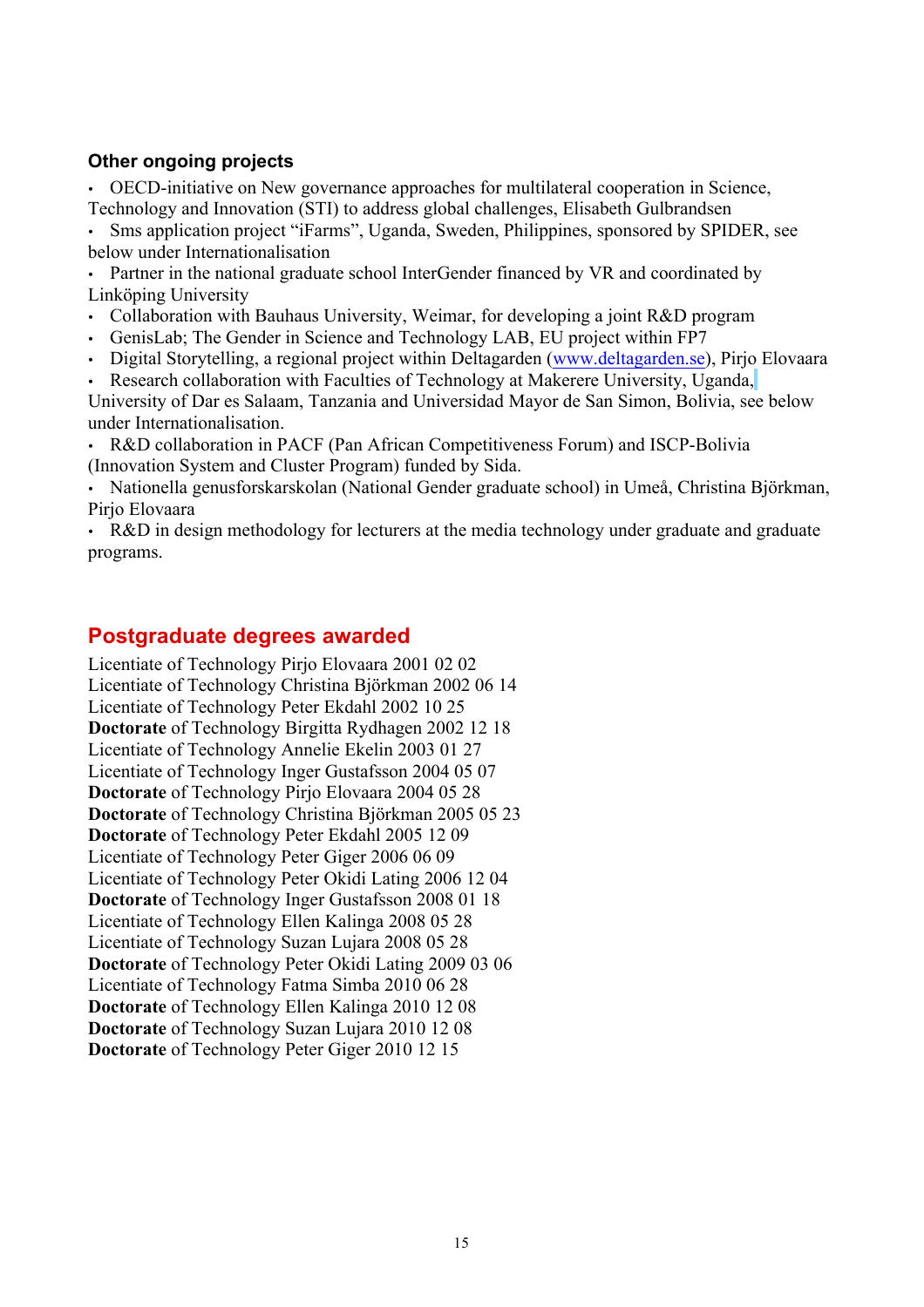### Other ongoing projects

- OECD-initiative on New governance approaches for multilateral cooperation in Science, Technology and Innovation (STI) to address global challenges, Elisabeth Gulbrandsen
- Sms application project "iFarms", Uganda, Sweden, Philippines, sponsored by SPIDER, see below under Internationalisation
- Partner in the national graduate school InterGender financed by VR and coordinated by Linköping University
- Collaboration with Bauhaus University, Weimar, for developing a joint R&D program
- GenisLab; The Gender in Science and Technology LAB, EU project within FP7
- Digital Storytelling, a regional project within Deltagarden (www.deltagarden.se), Pirjo Elovaara
- Research collaboration with Faculties of Technology at Makerere University, Uganda, University of Dar es Salaam, Tanzania and Universidad Mayor de San Simon, Bolivia, see below under Internationalisation.
- R&D collaboration in PACF (Pan African Competitiveness Forum) and ISCP-Bolivia (Innovation System and Cluster Program) funded by Sida.
- Nationella genusforskarskolan (National Gender graduate school) in Umeå, Christina Björkman, Pirjo Elovaara
- R&D in design methodology for lecturers at the media technology under graduate and graduate programs.

## Postgraduate degrees awarded

Licentiate of Technology Pirjo Elovaara 2001 02 02
Licentiate of Technology Christina Björkman 2002 06 14
Licentiate of Technology Peter Ekdahl 2002 10 25
**Doctorate** of Technology Birgitta Rydhagen 2002 12 18
Licentiate of Technology Annelie Ekelin 2003 01 27
Licentiate of Technology Inger Gustafsson 2004 05 07
**Doctorate** of Technology Pirjo Elovaara 2004 05 28
**Doctorate** of Technology Christina Björkman 2005 05 23
**Doctorate** of Technology Peter Ekdahl 2005 12 09
Licentiate of Technology Peter Giger 2006 06 09
Licentiate of Technology Peter Okidi Lating 2006 12 04
**Doctorate** of Technology Inger Gustafsson 2008 01 18
Licentiate of Technology Ellen Kalinga 2008 05 28
Licentiate of Technology Suzan Lujara 2008 05 28
**Doctorate** of Technology Peter Okidi Lating 2009 03 06
Licentiate of Technology Fatma Simba 2010 06 28
**Doctorate** of Technology Ellen Kalinga 2010 12 08
**Doctorate** of Technology Suzan Lujara 2010 12 08
**Doctorate** of Technology Peter Giger 2010 12 15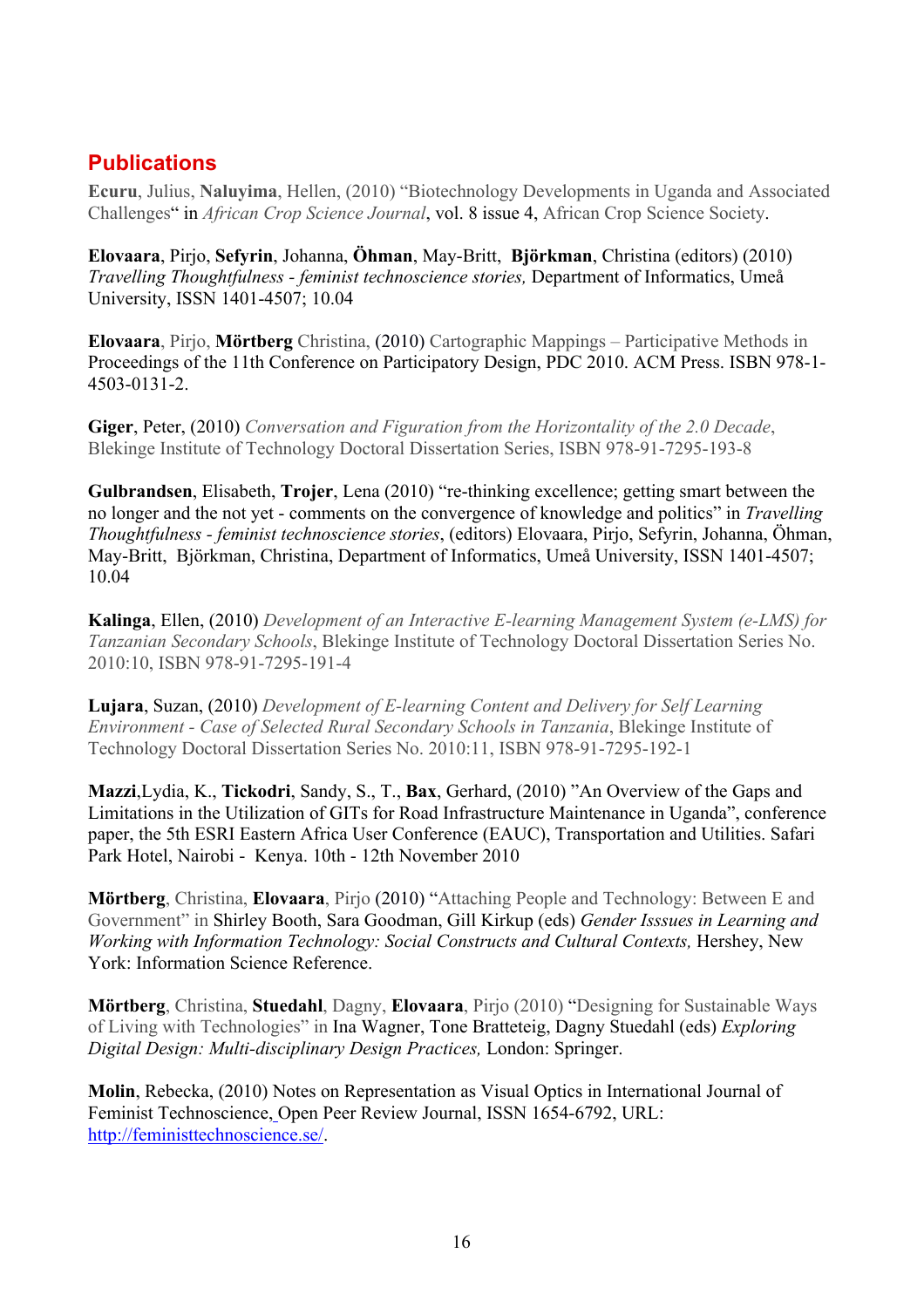## Publications

**Ecuru**, Julius, **Naluyima**, Hellen, (2010) "Biotechnology Developments in Uganda and Associated Challenges" in *African Crop Science Journal*, vol. 8 issue 4, African Crop Science Society.

**Elovaara**, Pirjo, **Sefyrin**, Johanna, **Öhman**, May-Britt, **Björkman**, Christina (editors) (2010) *Travelling Thoughtfulness - feminist technoscience stories,* Department of Informatics, Umeå University, ISSN 1401-4507; 10.04

**Elovaara**, Pirjo, **Mörtberg** Christina, (2010) Cartographic Mappings – Participative Methods in Proceedings of the 11th Conference on Participatory Design, PDC 2010. ACM Press. ISBN 978-1-4503-0131-2.

**Giger**, Peter, (2010) *Conversation and Figuration from the Horizontality of the 2.0 Decade*, Blekinge Institute of Technology Doctoral Dissertation Series, ISBN 978-91-7295-193-8

**Gulbrandsen**, Elisabeth, **Trojer**, Lena (2010) "re-thinking excellence; getting smart between the no longer and the not yet - comments on the convergence of knowledge and politics" in *Travelling Thoughtfulness - feminist technoscience stories*, (editors) Elovaara, Pirjo, Sefyrin, Johanna, Öhman, May-Britt, Björkman, Christina, Department of Informatics, Umeå University, ISSN 1401-4507; 10.04

**Kalinga**, Ellen, (2010) *Development of an Interactive E-learning Management System (e-LMS) for Tanzanian Secondary Schools*, Blekinge Institute of Technology Doctoral Dissertation Series No. 2010:10, ISBN 978-91-7295-191-4

**Lujara**, Suzan, (2010) *Development of E-learning Content and Delivery for Self Learning Environment - Case of Selected Rural Secondary Schools in Tanzania*, Blekinge Institute of Technology Doctoral Dissertation Series No. 2010:11, ISBN 978-91-7295-192-1

**Mazzi**,Lydia, K., **Tickodri**, Sandy, S., T., **Bax**, Gerhard, (2010) "An Overview of the Gaps and Limitations in the Utilization of GITs for Road Infrastructure Maintenance in Uganda", conference paper, the 5th ESRI Eastern Africa User Conference (EAUC), Transportation and Utilities. Safari Park Hotel, Nairobi - Kenya. 10th - 12th November 2010

**Mörtberg**, Christina, **Elovaara**, Pirjo (2010) "Attaching People and Technology: Between E and Government" in Shirley Booth, Sara Goodman, Gill Kirkup (eds) *Gender Isssues in Learning and Working with Information Technology: Social Constructs and Cultural Contexts,* Hershey, New York: Information Science Reference.

**Mörtberg**, Christina, **Stuedahl**, Dagny, **Elovaara**, Pirjo (2010) "Designing for Sustainable Ways of Living with Technologies" in Ina Wagner, Tone Bratteteig, Dagny Stuedahl (eds) *Exploring Digital Design: Multi-disciplinary Design Practices,* London: Springer.

**Molin**, Rebecka, (2010) Notes on Representation as Visual Optics in International Journal of Feminist Technoscience, Open Peer Review Journal, ISSN 1654-6792, URL: http://feministtechnoscience.se/.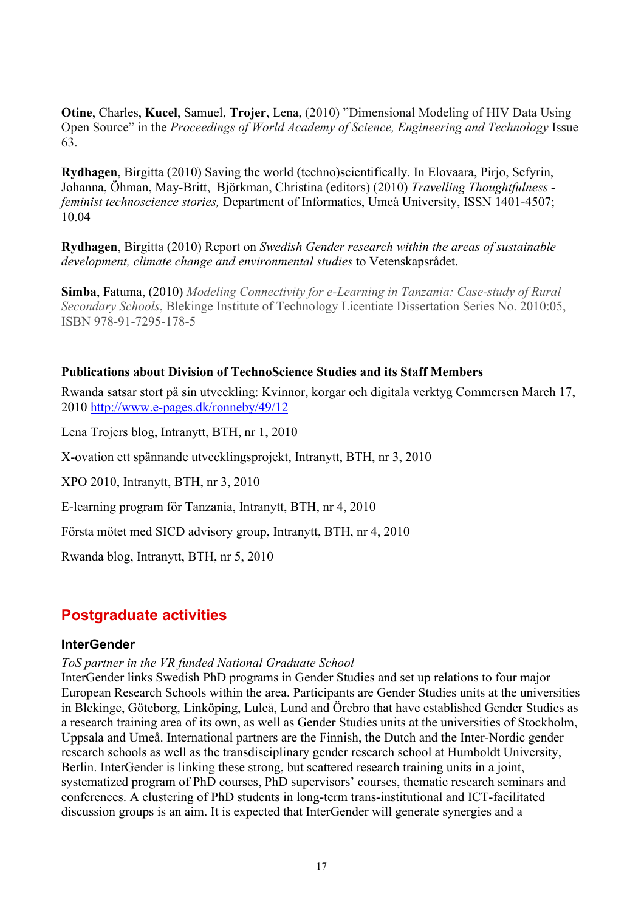**Otine**, Charles, **Kucel**, Samuel, **Trojer**, Lena, (2010) "Dimensional Modeling of HIV Data Using Open Source" in the *Proceedings of World Academy of Science, Engineering and Technology* Issue 63.

**Rydhagen**, Birgitta (2010) Saving the world (techno)scientifically. In Elovaara, Pirjo, Sefyrin, Johanna, Öhman, May-Britt, Björkman, Christina (editors) (2010) *Travelling Thoughtfulness - feminist technoscience stories,* Department of Informatics, Umeå University, ISSN 1401-4507; 10.04

**Rydhagen**, Birgitta (2010) Report on *Swedish Gender research within the areas of sustainable development, climate change and environmental studies* to Vetenskapsrådet.

**Simba**, Fatuma, (2010) *Modeling Connectivity for e-Learning in Tanzania: Case-study of Rural Secondary Schools*, Blekinge Institute of Technology Licentiate Dissertation Series No. 2010:05, ISBN 978-91-7295-178-5

**Publications about Division of TechnoScience Studies and its Staff Members**

Rwanda satsar stort på sin utveckling: Kvinnor, korgar och digitala verktyg Commersen March 17, 2010 http://www.e-pages.dk/ronneby/49/12

Lena Trojers blog, Intranytt, BTH, nr 1, 2010

X-ovation ett spännande utvecklingsprojekt, Intranytt, BTH, nr 3, 2010

XPO 2010, Intranytt, BTH, nr 3, 2010

E-learning program för Tanzania, Intranytt, BTH, nr 4, 2010

Första mötet med SICD advisory group, Intranytt, BTH, nr 4, 2010

Rwanda blog, Intranytt, BTH, nr 5, 2010

## Postgraduate activities

### InterGender

*ToS partner in the VR funded National Graduate School*

InterGender links Swedish PhD programs in Gender Studies and set up relations to four major European Research Schools within the area. Participants are Gender Studies units at the universities in Blekinge, Göteborg, Linköping, Luleå, Lund and Örebro that have established Gender Studies as a research training area of its own, as well as Gender Studies units at the universities of Stockholm, Uppsala and Umeå. International partners are the Finnish, the Dutch and the Inter-Nordic gender research schools as well as the transdisciplinary gender research school at Humboldt University, Berlin. InterGender is linking these strong, but scattered research training units in a joint, systematized program of PhD courses, PhD supervisors' courses, thematic research seminars and conferences. A clustering of PhD students in long-term trans-institutional and ICT-facilitated discussion groups is an aim. It is expected that InterGender will generate synergies and a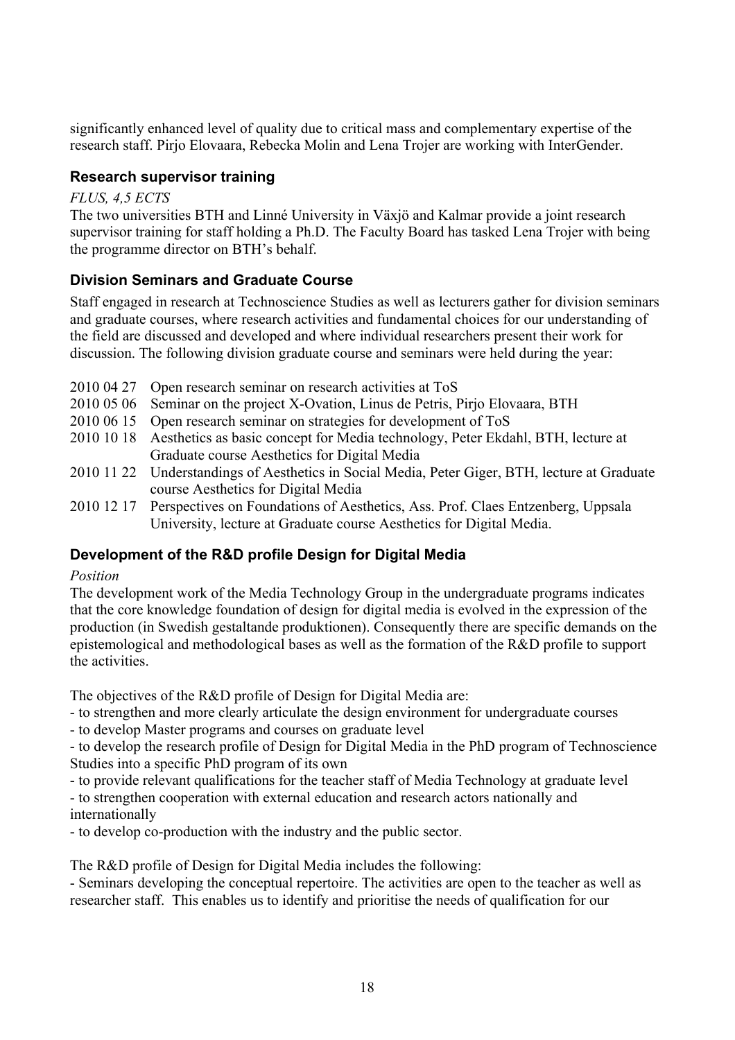significantly enhanced level of quality due to critical mass and complementary expertise of the research staff. Pirjo Elovaara, Rebecka Molin and Lena Trojer are working with InterGender.

### Research supervisor training

*FLUS, 4,5 ECTS*

The two universities BTH and Linné University in Växjö and Kalmar provide a joint research supervisor training for staff holding a Ph.D. The Faculty Board has tasked Lena Trojer with being the programme director on BTH's behalf.

### Division Seminars and Graduate Course

Staff engaged in research at Technoscience Studies as well as lecturers gather for division seminars and graduate courses, where research activities and fundamental choices for our understanding of the field are discussed and developed and where individual researchers present their work for discussion. The following division graduate course and seminars were held during the year:

2010 04 27 Open research seminar on research activities at ToS

2010 05 06 Seminar on the project X-Ovation, Linus de Petris, Pirjo Elovaara, BTH

2010 06 15 Open research seminar on strategies for development of ToS

2010 10 18 Aesthetics as basic concept for Media technology, Peter Ekdahl, BTH, lecture at Graduate course Aesthetics for Digital Media

2010 11 22 Understandings of Aesthetics in Social Media, Peter Giger, BTH, lecture at Graduate course Aesthetics for Digital Media

2010 12 17 Perspectives on Foundations of Aesthetics, Ass. Prof. Claes Entzenberg, Uppsala University, lecture at Graduate course Aesthetics for Digital Media.

### Development of the R&D profile Design for Digital Media

*Position*

The development work of the Media Technology Group in the undergraduate programs indicates that the core knowledge foundation of design for digital media is evolved in the expression of the production (in Swedish gestaltande produktionen). Consequently there are specific demands on the epistemological and methodological bases as well as the formation of the R&D profile to support the activities.

The objectives of the R&D profile of Design for Digital Media are:

- to strengthen and more clearly articulate the design environment for undergraduate courses
- to develop Master programs and courses on graduate level
- to develop the research profile of Design for Digital Media in the PhD program of Technoscience Studies into a specific PhD program of its own
- to provide relevant qualifications for the teacher staff of Media Technology at graduate level
- to strengthen cooperation with external education and research actors nationally and internationally
- to develop co-production with the industry and the public sector.

The R&D profile of Design for Digital Media includes the following:

- Seminars developing the conceptual repertoire. The activities are open to the teacher as well as researcher staff. This enables us to identify and prioritise the needs of qualification for our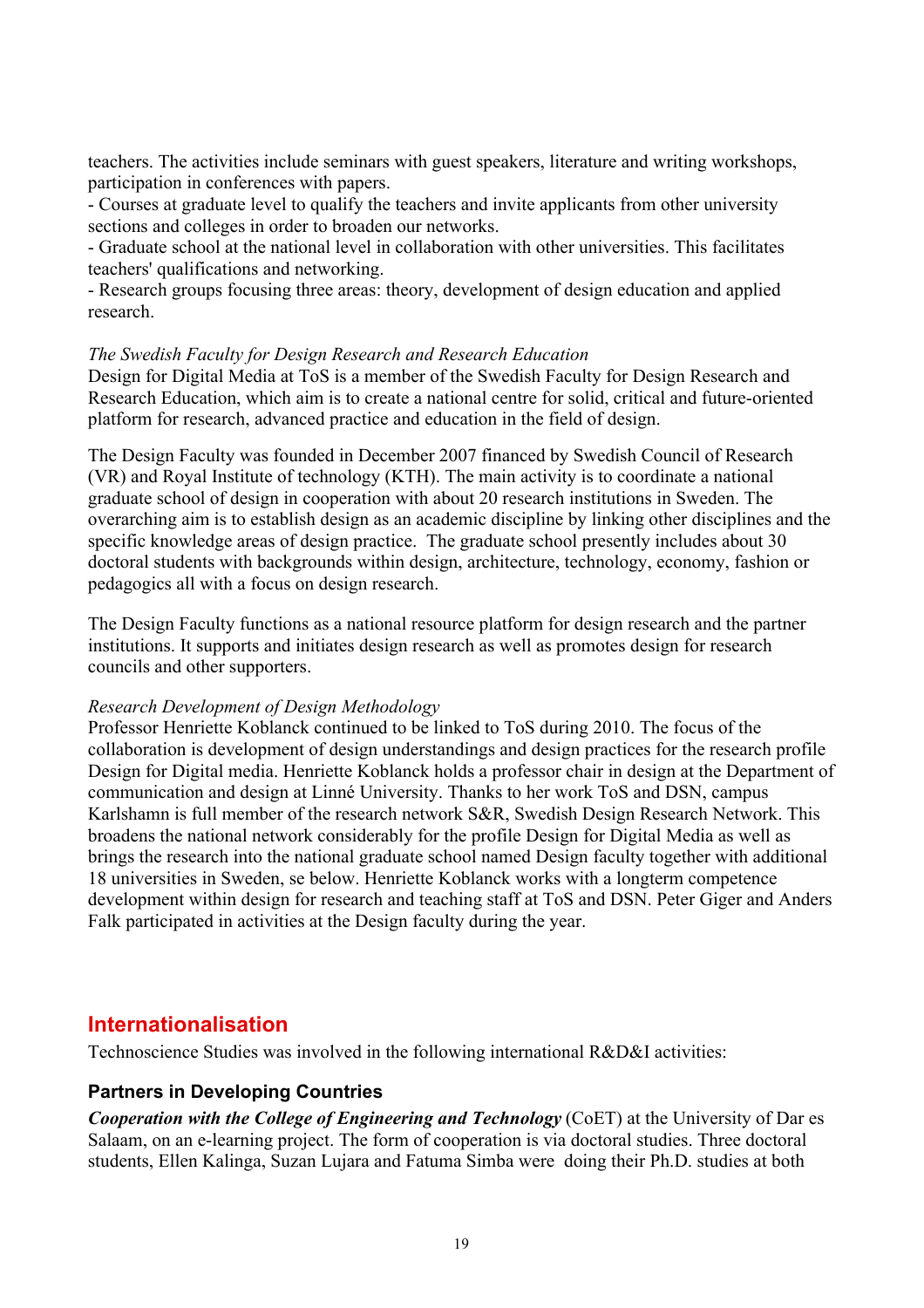teachers. The activities include seminars with guest speakers, literature and writing workshops, participation in conferences with papers.

- Courses at graduate level to qualify the teachers and invite applicants from other university sections and colleges in order to broaden our networks.
- Graduate school at the national level in collaboration with other universities. This facilitates teachers' qualifications and networking.
- Research groups focusing three areas: theory, development of design education and applied research.

*The Swedish Faculty for Design Research and Research Education*

Design for Digital Media at ToS is a member of the Swedish Faculty for Design Research and Research Education, which aim is to create a national centre for solid, critical and future-oriented platform for research, advanced practice and education in the field of design.

The Design Faculty was founded in December 2007 financed by Swedish Council of Research (VR) and Royal Institute of technology (KTH). The main activity is to coordinate a national graduate school of design in cooperation with about 20 research institutions in Sweden. The overarching aim is to establish design as an academic discipline by linking other disciplines and the specific knowledge areas of design practice. The graduate school presently includes about 30 doctoral students with backgrounds within design, architecture, technology, economy, fashion or pedagogics all with a focus on design research.

The Design Faculty functions as a national resource platform for design research and the partner institutions. It supports and initiates design research as well as promotes design for research councils and other supporters.

*Research Development of Design Methodology*

Professor Henriette Koblanck continued to be linked to ToS during 2010. The focus of the collaboration is development of design understandings and design practices for the research profile Design for Digital media. Henriette Koblanck holds a professor chair in design at the Department of communication and design at Linné University. Thanks to her work ToS and DSN, campus Karlshamn is full member of the research network S&R, Swedish Design Research Network. This broadens the national network considerably for the profile Design for Digital Media as well as brings the research into the national graduate school named Design faculty together with additional 18 universities in Sweden, se below. Henriette Koblanck works with a longterm competence development within design for research and teaching staff at ToS and DSN. Peter Giger and Anders Falk participated in activities at the Design faculty during the year.

## Internationalisation

Technoscience Studies was involved in the following international R&D&I activities:

### Partners in Developing Countries

***Cooperation with the College of Engineering and Technology*** (CoET) at the University of Dar es Salaam, on an e-learning project. The form of cooperation is via doctoral studies. Three doctoral students, Ellen Kalinga, Suzan Lujara and Fatuma Simba were doing their Ph.D. studies at both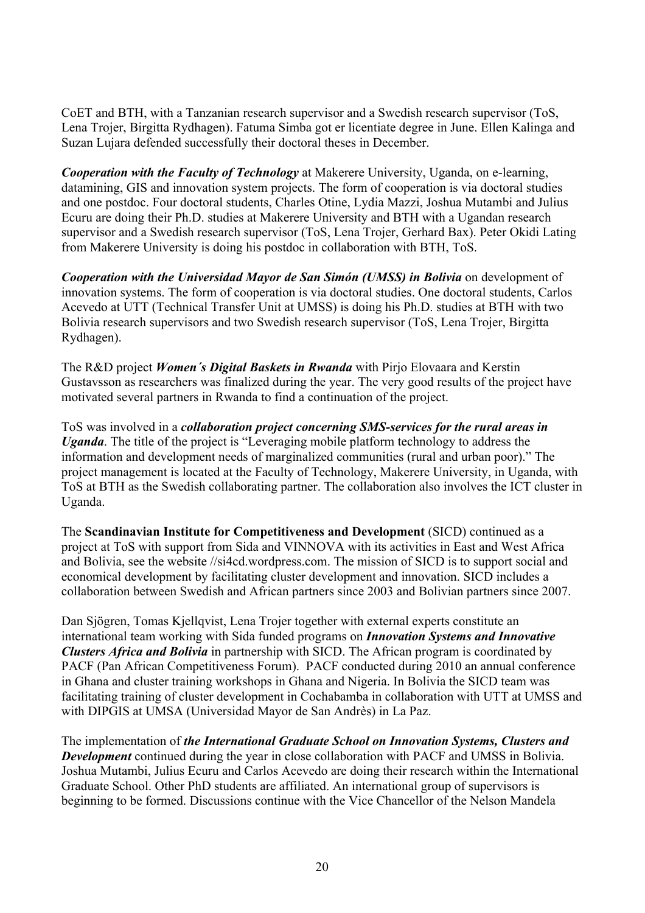CoET and BTH, with a Tanzanian research supervisor and a Swedish research supervisor (ToS, Lena Trojer, Birgitta Rydhagen). Fatuma Simba got er licentiate degree in June. Ellen Kalinga and Suzan Lujara defended successfully their doctoral theses in December.

***Cooperation with the Faculty of Technology*** at Makerere University, Uganda, on e-learning, datamining, GIS and innovation system projects. The form of cooperation is via doctoral studies and one postdoc. Four doctoral students, Charles Otine, Lydia Mazzi, Joshua Mutambi and Julius Ecuru are doing their Ph.D. studies at Makerere University and BTH with a Ugandan research supervisor and a Swedish research supervisor (ToS, Lena Trojer, Gerhard Bax). Peter Okidi Lating from Makerere University is doing his postdoc in collaboration with BTH, ToS.

***Cooperation with the Universidad Mayor de San Simón (UMSS) in Bolivia*** on development of innovation systems. The form of cooperation is via doctoral studies. One doctoral students, Carlos Acevedo at UTT (Technical Transfer Unit at UMSS) is doing his Ph.D. studies at BTH with two Bolivia research supervisors and two Swedish research supervisor (ToS, Lena Trojer, Birgitta Rydhagen).

The R&D project ***Women´s Digital Baskets in Rwanda*** with Pirjo Elovaara and Kerstin Gustavsson as researchers was finalized during the year. The very good results of the project have motivated several partners in Rwanda to find a continuation of the project.

ToS was involved in a ***collaboration project concerning SMS-services for the rural areas in Uganda***. The title of the project is "Leveraging mobile platform technology to address the information and development needs of marginalized communities (rural and urban poor)." The project management is located at the Faculty of Technology, Makerere University, in Uganda, with ToS at BTH as the Swedish collaborating partner. The collaboration also involves the ICT cluster in Uganda.

The **Scandinavian Institute for Competitiveness and Development** (SICD) continued as a project at ToS with support from Sida and VINNOVA with its activities in East and West Africa and Bolivia, see the website //si4cd.wordpress.com. The mission of SICD is to support social and economical development by facilitating cluster development and innovation. SICD includes a collaboration between Swedish and African partners since 2003 and Bolivian partners since 2007.

Dan Sjögren, Tomas Kjellqvist, Lena Trojer together with external experts constitute an international team working with Sida funded programs on ***Innovation Systems and Innovative Clusters Africa and Bolivia*** in partnership with SICD. The African program is coordinated by PACF (Pan African Competitiveness Forum). PACF conducted during 2010 an annual conference in Ghana and cluster training workshops in Ghana and Nigeria. In Bolivia the SICD team was facilitating training of cluster development in Cochabamba in collaboration with UTT at UMSS and with DIPGIS at UMSA (Universidad Mayor de San Andrès) in La Paz.

The implementation of ***the International Graduate School on Innovation Systems, Clusters and Development*** continued during the year in close collaboration with PACF and UMSS in Bolivia. Joshua Mutambi, Julius Ecuru and Carlos Acevedo are doing their research within the International Graduate School. Other PhD students are affiliated. An international group of supervisors is beginning to be formed. Discussions continue with the Vice Chancellor of the Nelson Mandela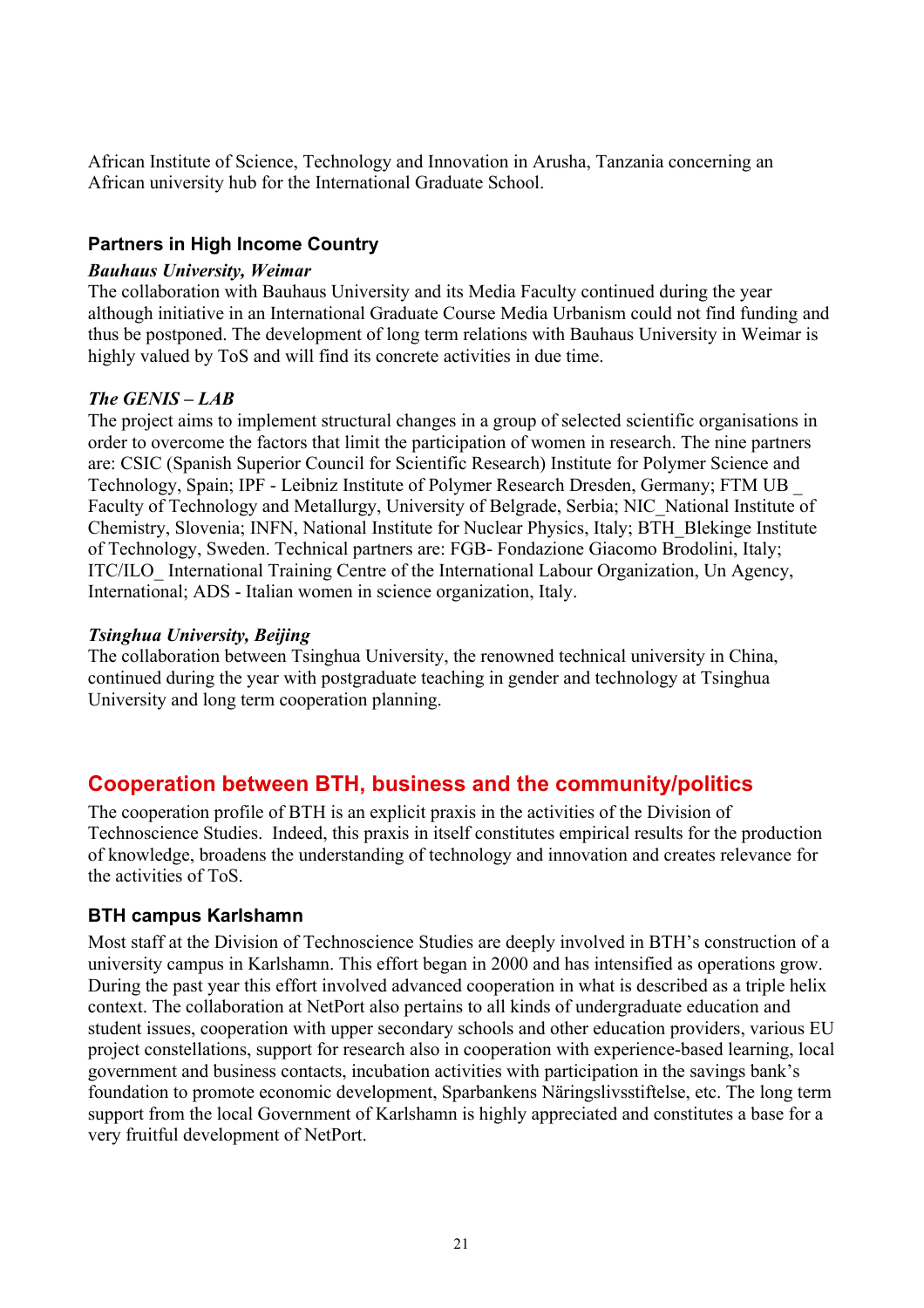African Institute of Science, Technology and Innovation in Arusha, Tanzania concerning an African university hub for the International Graduate School.

### Partners in High Income Country

***Bauhaus University, Weimar***

The collaboration with Bauhaus University and its Media Faculty continued during the year although initiative in an International Graduate Course Media Urbanism could not find funding and thus be postponed. The development of long term relations with Bauhaus University in Weimar is highly valued by ToS and will find its concrete activities in due time.

***The GENIS – LAB***

The project aims to implement structural changes in a group of selected scientific organisations in order to overcome the factors that limit the participation of women in research. The nine partners are: CSIC (Spanish Superior Council for Scientific Research) Institute for Polymer Science and Technology, Spain; IPF - Leibniz Institute of Polymer Research Dresden, Germany; FTM UB _ Faculty of Technology and Metallurgy, University of Belgrade, Serbia; NIC_National Institute of Chemistry, Slovenia; INFN, National Institute for Nuclear Physics, Italy; BTH_Blekinge Institute of Technology, Sweden. Technical partners are: FGB- Fondazione Giacomo Brodolini, Italy; ITC/ILO_ International Training Centre of the International Labour Organization, Un Agency, International; ADS - Italian women in science organization, Italy.

***Tsinghua University, Beijing***

The collaboration between Tsinghua University, the renowned technical university in China, continued during the year with postgraduate teaching in gender and technology at Tsinghua University and long term cooperation planning.

## Cooperation between BTH, business and the community/politics

The cooperation profile of BTH is an explicit praxis in the activities of the Division of Technoscience Studies. Indeed, this praxis in itself constitutes empirical results for the production of knowledge, broadens the understanding of technology and innovation and creates relevance for the activities of ToS.

### BTH campus Karlshamn

Most staff at the Division of Technoscience Studies are deeply involved in BTH's construction of a university campus in Karlshamn. This effort began in 2000 and has intensified as operations grow. During the past year this effort involved advanced cooperation in what is described as a triple helix context. The collaboration at NetPort also pertains to all kinds of undergraduate education and student issues, cooperation with upper secondary schools and other education providers, various EU project constellations, support for research also in cooperation with experience-based learning, local government and business contacts, incubation activities with participation in the savings bank's foundation to promote economic development, Sparbankens Näringslivsstiftelse, etc. The long term support from the local Government of Karlshamn is highly appreciated and constitutes a base for a very fruitful development of NetPort.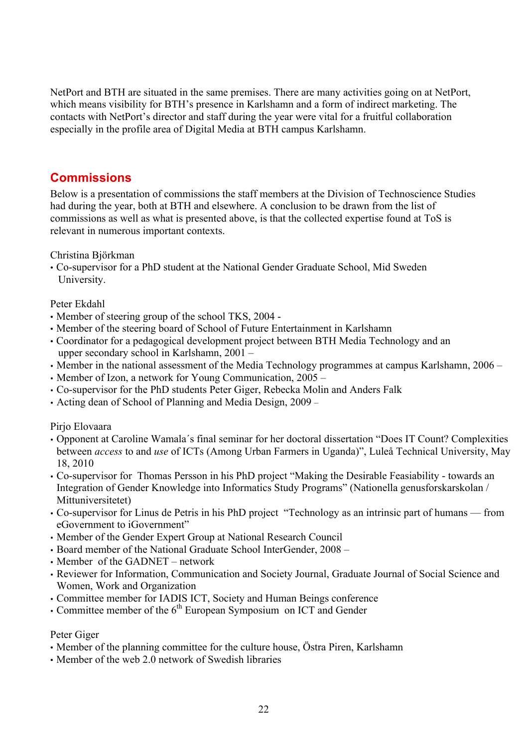NetPort and BTH are situated in the same premises. There are many activities going on at NetPort, which means visibility for BTH's presence in Karlshamn and a form of indirect marketing. The contacts with NetPort's director and staff during the year were vital for a fruitful collaboration especially in the profile area of Digital Media at BTH campus Karlshamn.

## Commissions

Below is a presentation of commissions the staff members at the Division of Technoscience Studies had during the year, both at BTH and elsewhere. A conclusion to be drawn from the list of commissions as well as what is presented above, is that the collected expertise found at ToS is relevant in numerous important contexts.

Christina Björkman

- Co-supervisor for a PhD student at the National Gender Graduate School, Mid Sweden University.

Peter Ekdahl

- Member of steering group of the school TKS, 2004 -
- Member of the steering board of School of Future Entertainment in Karlshamn
- Coordinator for a pedagogical development project between BTH Media Technology and an upper secondary school in Karlshamn, 2001 –
- Member in the national assessment of the Media Technology programmes at campus Karlshamn, 2006 –
- Member of Izon, a network for Young Communication, 2005 –
- Co-supervisor for the PhD students Peter Giger, Rebecka Molin and Anders Falk
- Acting dean of School of Planning and Media Design, 2009 –

Pirjo Elovaara

- Opponent at Caroline Wamala´s final seminar for her doctoral dissertation "Does IT Count? Complexities between *access* to and *use* of ICTs (Among Urban Farmers in Uganda)", Luleå Technical University, May 18, 2010
- Co-supervisor for Thomas Persson in his PhD project "Making the Desirable Feasiability - towards an Integration of Gender Knowledge into Informatics Study Programs" (Nationella genusforskarskolan / Mittuniversitetet)
- Co-supervisor for Linus de Petris in his PhD project "Technology as an intrinsic part of humans — from eGovernment to iGovernment"
- Member of the Gender Expert Group at National Research Council
- Board member of the National Graduate School InterGender, 2008 –
- Member of the GADNET – network
- Reviewer for Information, Communication and Society Journal, Graduate Journal of Social Science and Women, Work and Organization
- Committee member for IADIS ICT, Society and Human Beings conference
- Committee member of the 6th European Symposium on ICT and Gender

Peter Giger

- Member of the planning committee for the culture house, Östra Piren, Karlshamn
- Member of the web 2.0 network of Swedish libraries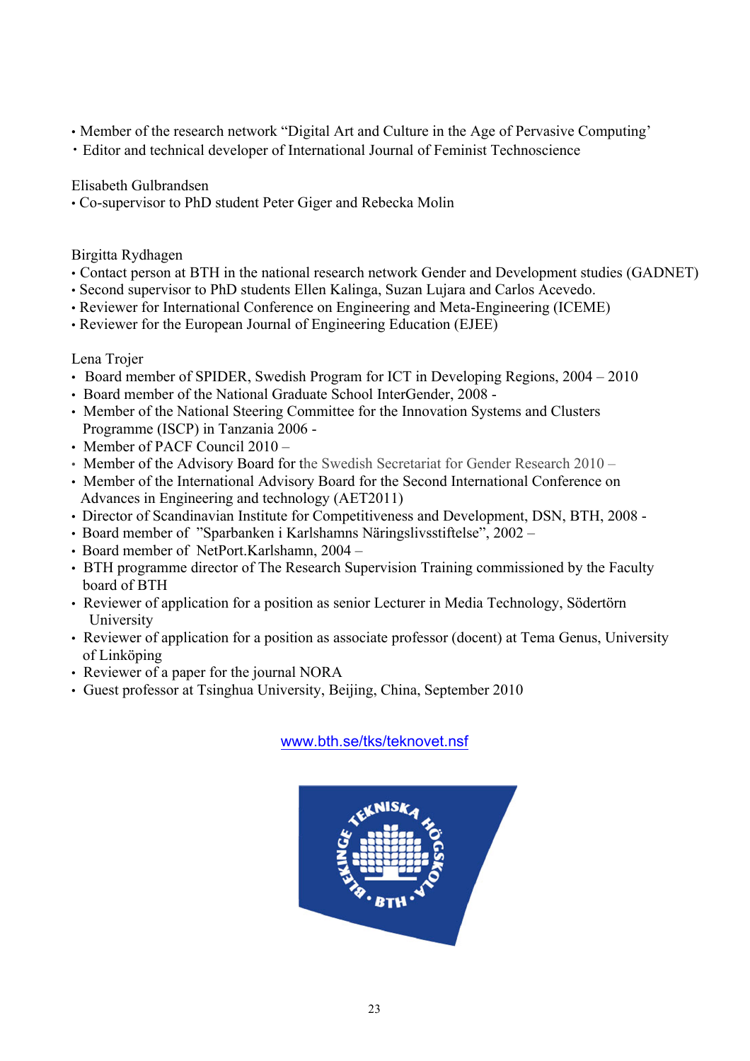- Member of the research network “Digital Art and Culture in the Age of Pervasive Computing’
- Editor and technical developer of International Journal of Feminist Technoscience

Elisabeth Gulbrandsen

- Co-supervisor to PhD student Peter Giger and Rebecka Molin

Birgitta Rydhagen

- Contact person at BTH in the national research network Gender and Development studies (GADNET)
- Second supervisor to PhD students Ellen Kalinga, Suzan Lujara and Carlos Acevedo.
- Reviewer for International Conference on Engineering and Meta-Engineering (ICEME)
- Reviewer for the European Journal of Engineering Education (EJEE)

Lena Trojer

- Board member of SPIDER, Swedish Program for ICT in Developing Regions, 2004 – 2010
- Board member of the National Graduate School InterGender, 2008 -
- Member of the National Steering Committee for the Innovation Systems and Clusters Programme (ISCP) in Tanzania 2006 -
- Member of PACF Council 2010 –
- Member of the Advisory Board for the Swedish Secretariat for Gender Research 2010 –
- Member of the International Advisory Board for the Second International Conference on Advances in Engineering and technology (AET2011)
- Director of Scandinavian Institute for Competitiveness and Development, DSN, BTH, 2008 -
- Board member of ”Sparbanken i Karlshamns Näringslivsstiftelse”, 2002 –
- Board member of NetPort.Karlshamn, 2004 –
- BTH programme director of The Research Supervision Training commissioned by the Faculty board of BTH
- Reviewer of application for a position as senior Lecturer in Media Technology, Södertörn University
- Reviewer of application for a position as associate professor (docent) at Tema Genus, University of Linköping
- Reviewer of a paper for the journal NORA
- Guest professor at Tsinghua University, Beijing, China, September 2010

www.bth.se/tks/teknovet.nsf